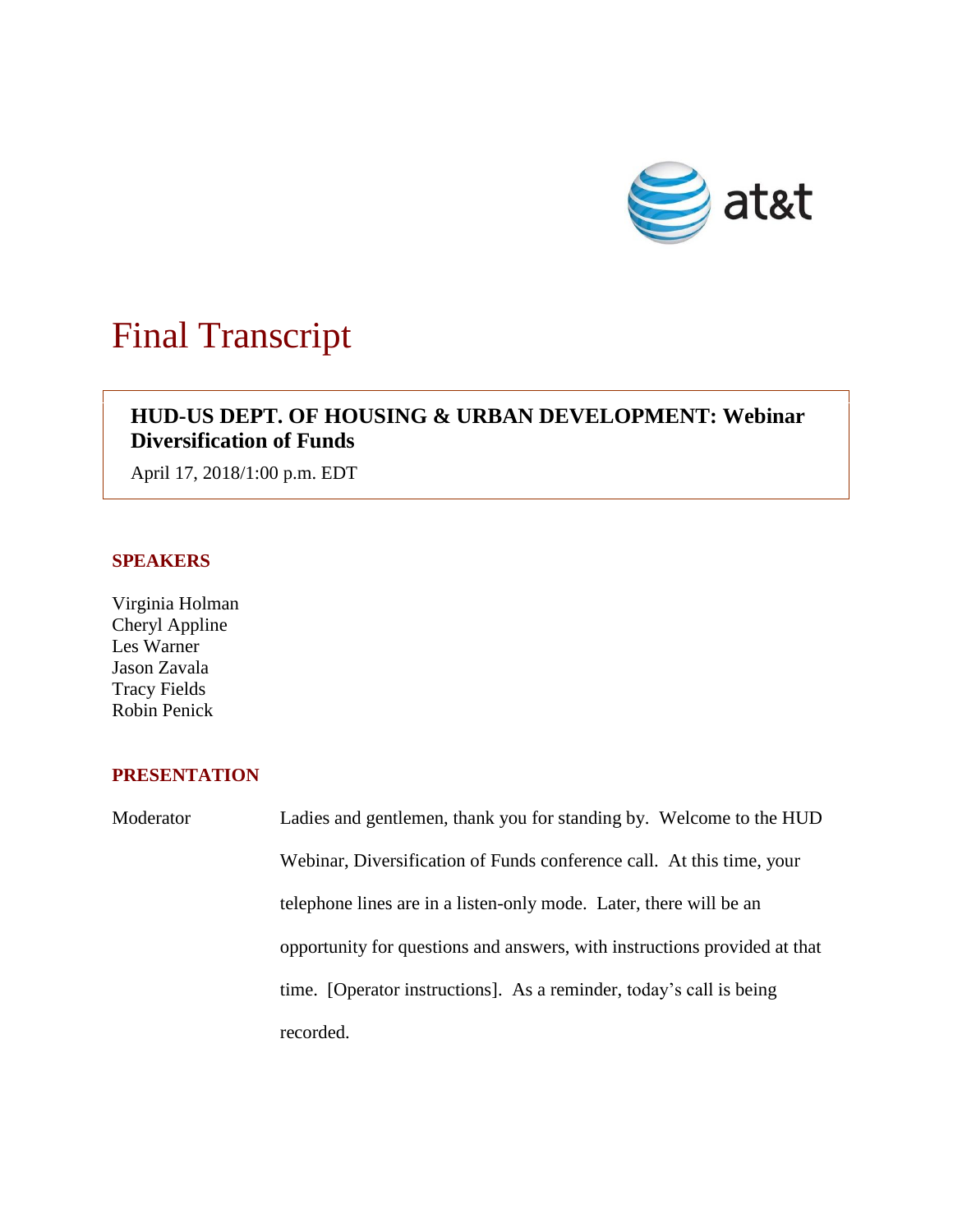# Final Transcript

**HUD-US DEPT. OF HOUSING & URBAN DEVELOPMENT: Webinar Diversification of Funds**

April 17, 2018/1:00 p.m. EDT

## SPEAKERS

Virginia Holman
Cheryl Appline
Les Warner
Jason Zavala
Tracy Fields
Robin Penick

## PRESENTATION

Moderator Ladies and gentlemen, thank you for standing by. Welcome to the HUD Webinar, Diversification of Funds conference call. At this time, your telephone lines are in a listen-only mode. Later, there will be an opportunity for questions and answers, with instructions provided at that time. [Operator instructions]. As a reminder, today's call is being recorded.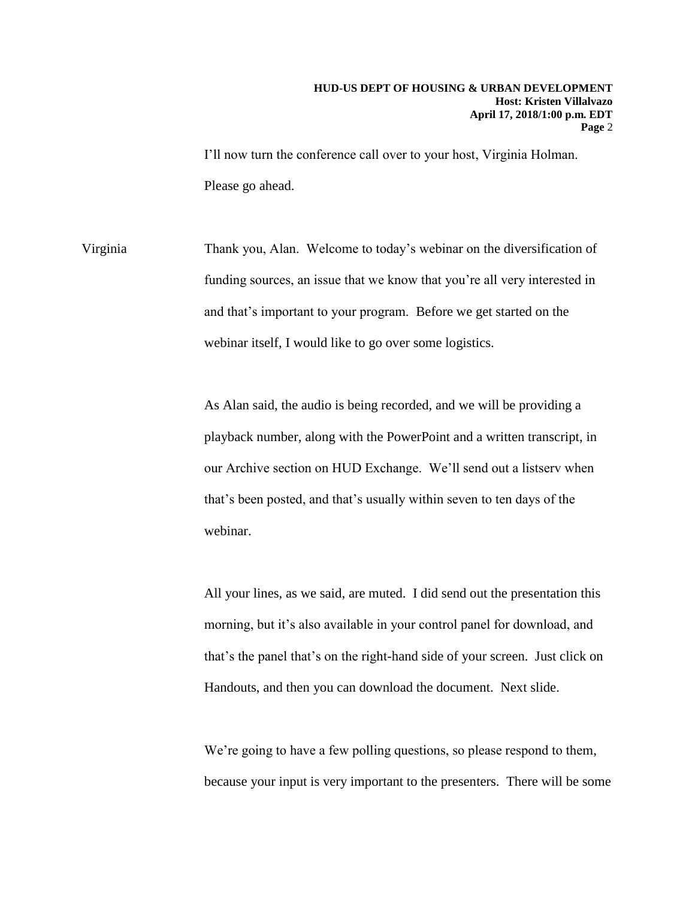I'll now turn the conference call over to your host, Virginia Holman. Please go ahead.

Virginia Thank you, Alan. Welcome to today's webinar on the diversification of funding sources, an issue that we know that you're all very interested in and that's important to your program. Before we get started on the webinar itself, I would like to go over some logistics.

As Alan said, the audio is being recorded, and we will be providing a playback number, along with the PowerPoint and a written transcript, in our Archive section on HUD Exchange. We'll send out a listserv when that's been posted, and that's usually within seven to ten days of the webinar.

All your lines, as we said, are muted. I did send out the presentation this morning, but it's also available in your control panel for download, and that's the panel that's on the right-hand side of your screen. Just click on Handouts, and then you can download the document. Next slide.

We're going to have a few polling questions, so please respond to them, because your input is very important to the presenters. There will be some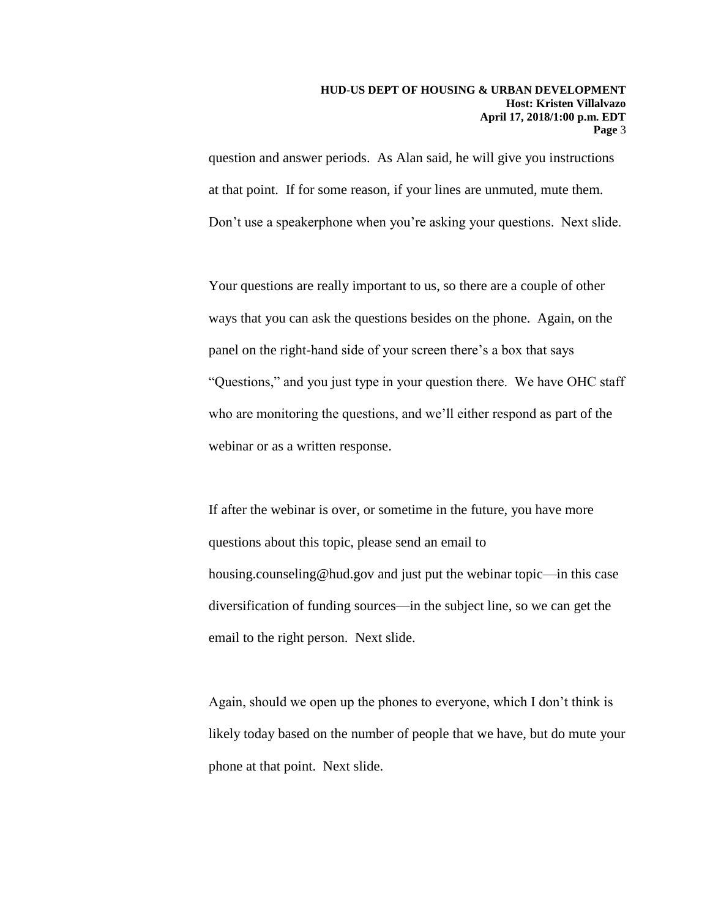question and answer periods. As Alan said, he will give you instructions at that point. If for some reason, if your lines are unmuted, mute them. Don't use a speakerphone when you're asking your questions. Next slide.

Your questions are really important to us, so there are a couple of other ways that you can ask the questions besides on the phone. Again, on the panel on the right-hand side of your screen there's a box that says "Questions," and you just type in your question there. We have OHC staff who are monitoring the questions, and we'll either respond as part of the webinar or as a written response.

If after the webinar is over, or sometime in the future, you have more questions about this topic, please send an email to housing.counseling@hud.gov and just put the webinar topic—in this case diversification of funding sources—in the subject line, so we can get the email to the right person. Next slide.

Again, should we open up the phones to everyone, which I don't think is likely today based on the number of people that we have, but do mute your phone at that point. Next slide.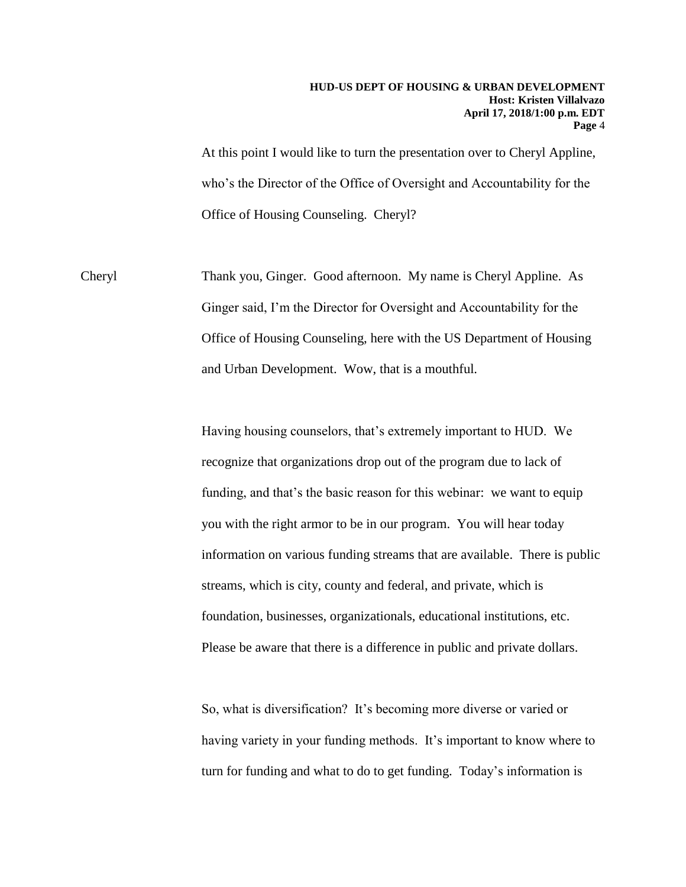At this point I would like to turn the presentation over to Cheryl Appline, who's the Director of the Office of Oversight and Accountability for the Office of Housing Counseling. Cheryl?

Cheryl Thank you, Ginger. Good afternoon. My name is Cheryl Appline. As Ginger said, I'm the Director for Oversight and Accountability for the Office of Housing Counseling, here with the US Department of Housing and Urban Development. Wow, that is a mouthful.

Having housing counselors, that's extremely important to HUD. We recognize that organizations drop out of the program due to lack of funding, and that's the basic reason for this webinar: we want to equip you with the right armor to be in our program. You will hear today information on various funding streams that are available. There is public streams, which is city, county and federal, and private, which is foundation, businesses, organizationals, educational institutions, etc. Please be aware that there is a difference in public and private dollars.

So, what is diversification? It's becoming more diverse or varied or having variety in your funding methods. It's important to know where to turn for funding and what to do to get funding. Today's information is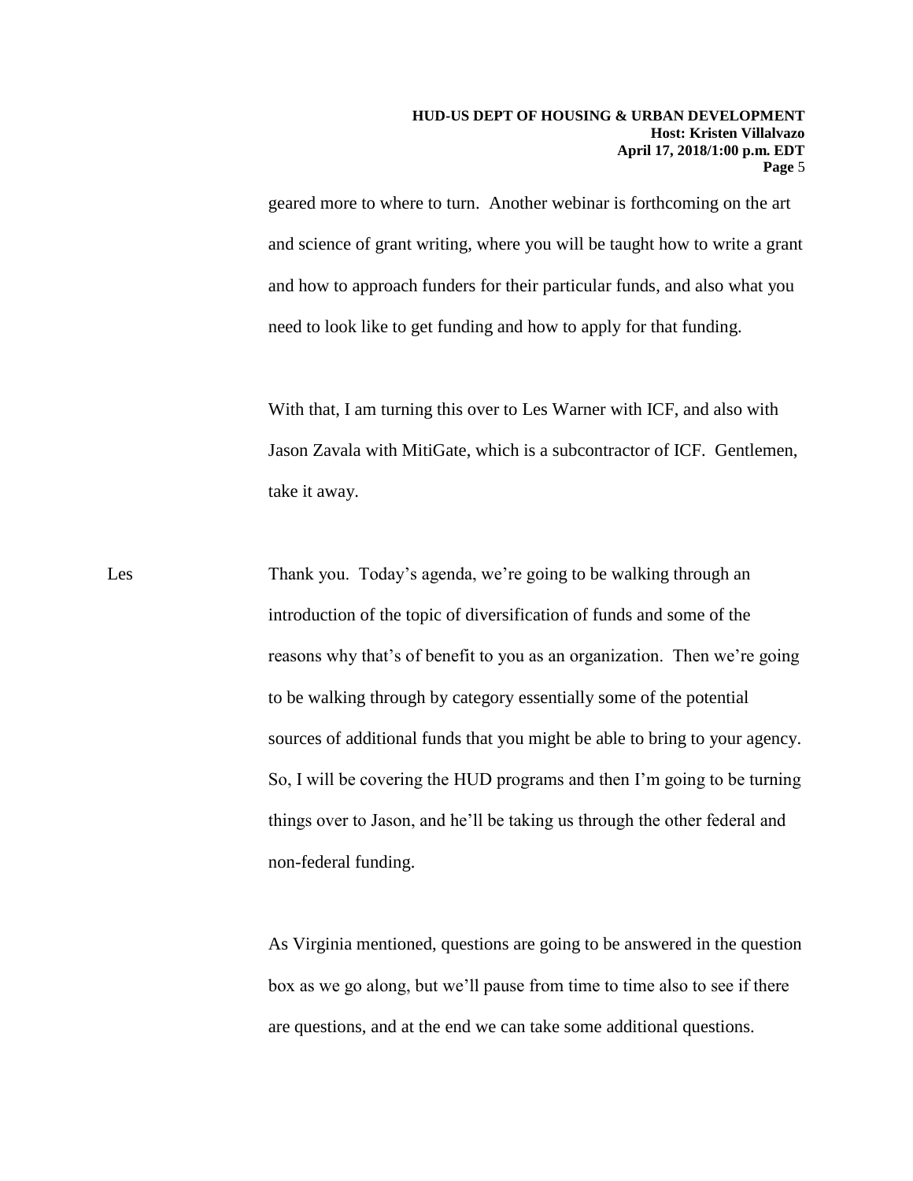geared more to where to turn. Another webinar is forthcoming on the art and science of grant writing, where you will be taught how to write a grant and how to approach funders for their particular funds, and also what you need to look like to get funding and how to apply for that funding.

With that, I am turning this over to Les Warner with ICF, and also with Jason Zavala with MitiGate, which is a subcontractor of ICF. Gentlemen, take it away.

Les Thank you. Today's agenda, we're going to be walking through an introduction of the topic of diversification of funds and some of the reasons why that's of benefit to you as an organization. Then we're going to be walking through by category essentially some of the potential sources of additional funds that you might be able to bring to your agency. So, I will be covering the HUD programs and then I'm going to be turning things over to Jason, and he'll be taking us through the other federal and non-federal funding.

As Virginia mentioned, questions are going to be answered in the question box as we go along, but we'll pause from time to time also to see if there are questions, and at the end we can take some additional questions.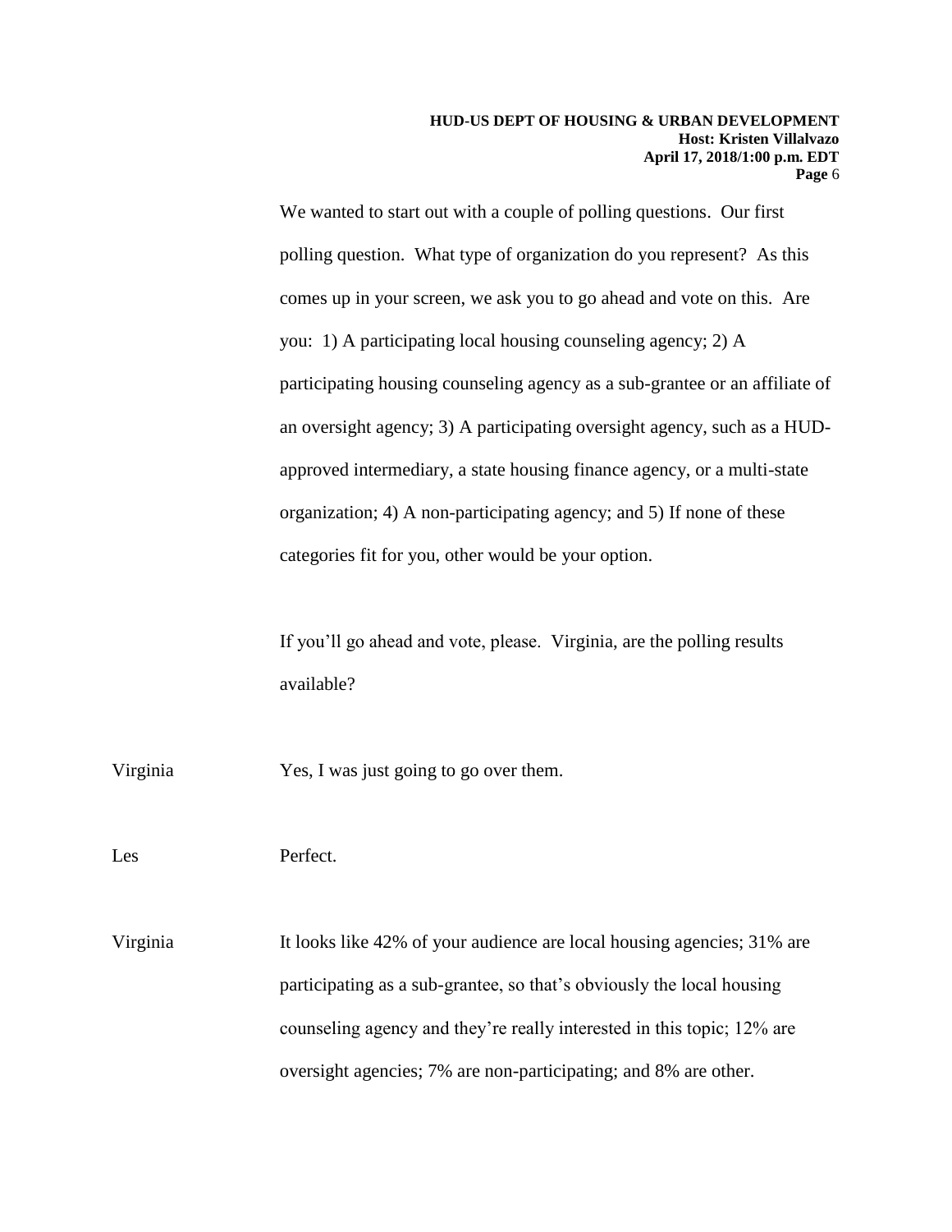We wanted to start out with a couple of polling questions. Our first polling question. What type of organization do you represent? As this comes up in your screen, we ask you to go ahead and vote on this. Are you: 1) A participating local housing counseling agency; 2) A participating housing counseling agency as a sub-grantee or an affiliate of an oversight agency; 3) A participating oversight agency, such as a HUD-approved intermediary, a state housing finance agency, or a multi-state organization; 4) A non-participating agency; and 5) If none of these categories fit for you, other would be your option.

If you'll go ahead and vote, please. Virginia, are the polling results available?

Virginia Yes, I was just going to go over them.

Les Perfect.

Virginia It looks like 42% of your audience are local housing agencies; 31% are participating as a sub-grantee, so that's obviously the local housing counseling agency and they're really interested in this topic; 12% are oversight agencies; 7% are non-participating; and 8% are other.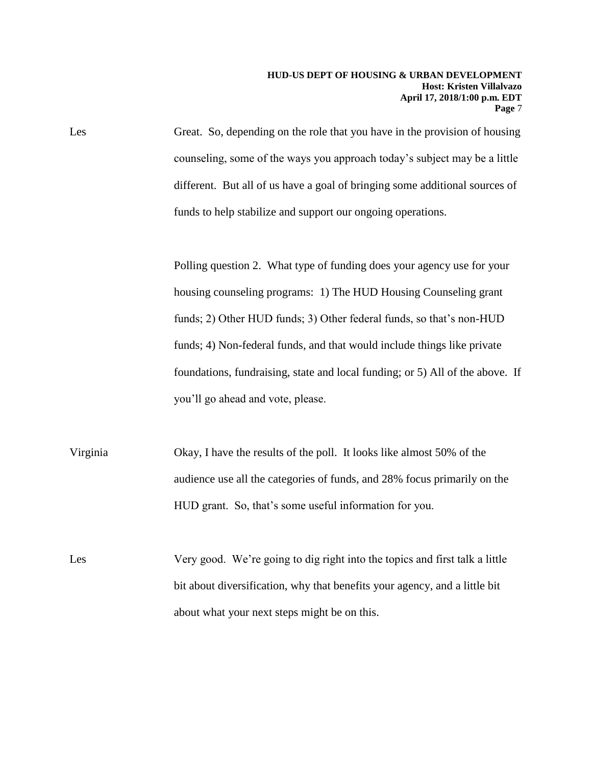Les Great. So, depending on the role that you have in the provision of housing counseling, some of the ways you approach today's subject may be a little different. But all of us have a goal of bringing some additional sources of funds to help stabilize and support our ongoing operations.

Polling question 2. What type of funding does your agency use for your housing counseling programs: 1) The HUD Housing Counseling grant funds; 2) Other HUD funds; 3) Other federal funds, so that's non-HUD funds; 4) Non-federal funds, and that would include things like private foundations, fundraising, state and local funding; or 5) All of the above. If you'll go ahead and vote, please.

Virginia Okay, I have the results of the poll. It looks like almost 50% of the audience use all the categories of funds, and 28% focus primarily on the HUD grant. So, that's some useful information for you.

Les Very good. We're going to dig right into the topics and first talk a little bit about diversification, why that benefits your agency, and a little bit about what your next steps might be on this.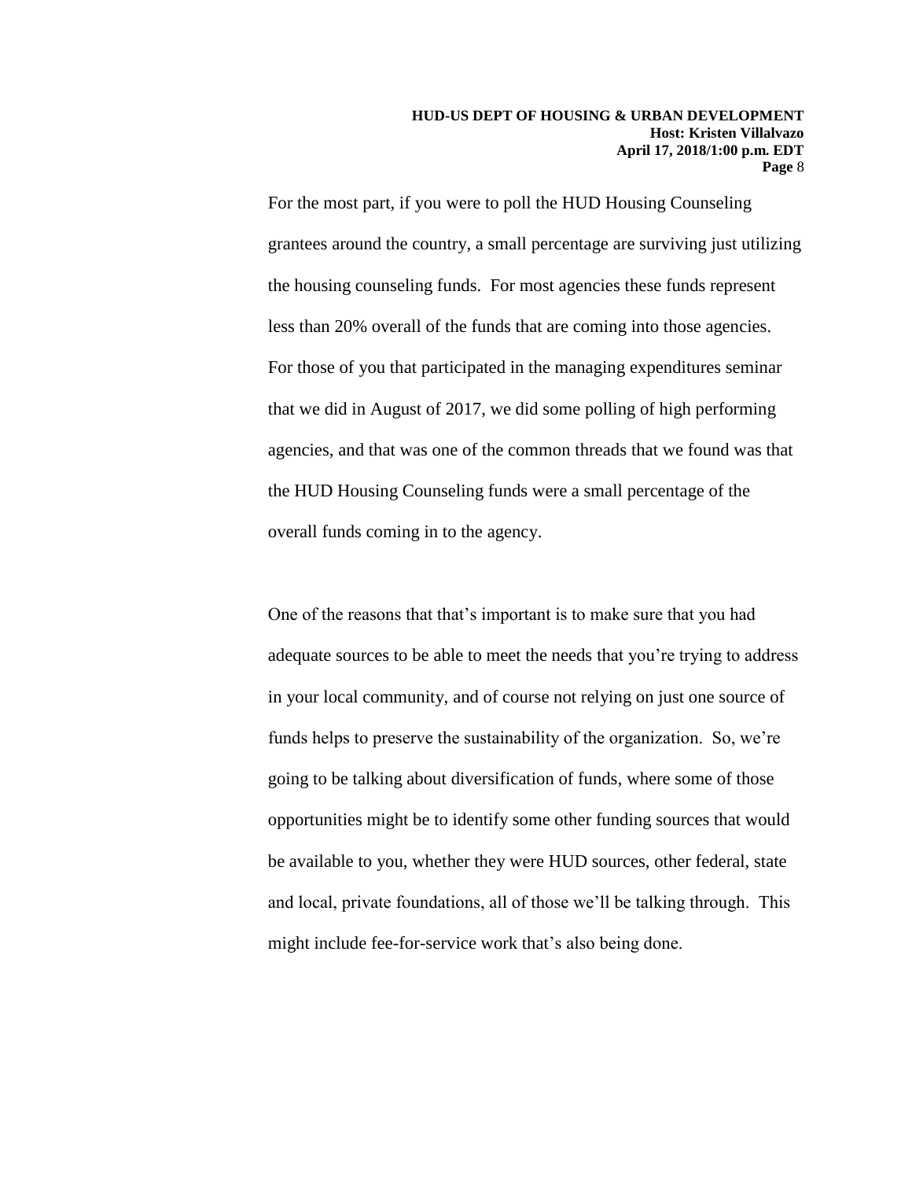For the most part, if you were to poll the HUD Housing Counseling grantees around the country, a small percentage are surviving just utilizing the housing counseling funds. For most agencies these funds represent less than 20% overall of the funds that are coming into those agencies. For those of you that participated in the managing expenditures seminar that we did in August of 2017, we did some polling of high performing agencies, and that was one of the common threads that we found was that the HUD Housing Counseling funds were a small percentage of the overall funds coming in to the agency.

One of the reasons that that's important is to make sure that you had adequate sources to be able to meet the needs that you're trying to address in your local community, and of course not relying on just one source of funds helps to preserve the sustainability of the organization. So, we're going to be talking about diversification of funds, where some of those opportunities might be to identify some other funding sources that would be available to you, whether they were HUD sources, other federal, state and local, private foundations, all of those we'll be talking through. This might include fee-for-service work that's also being done.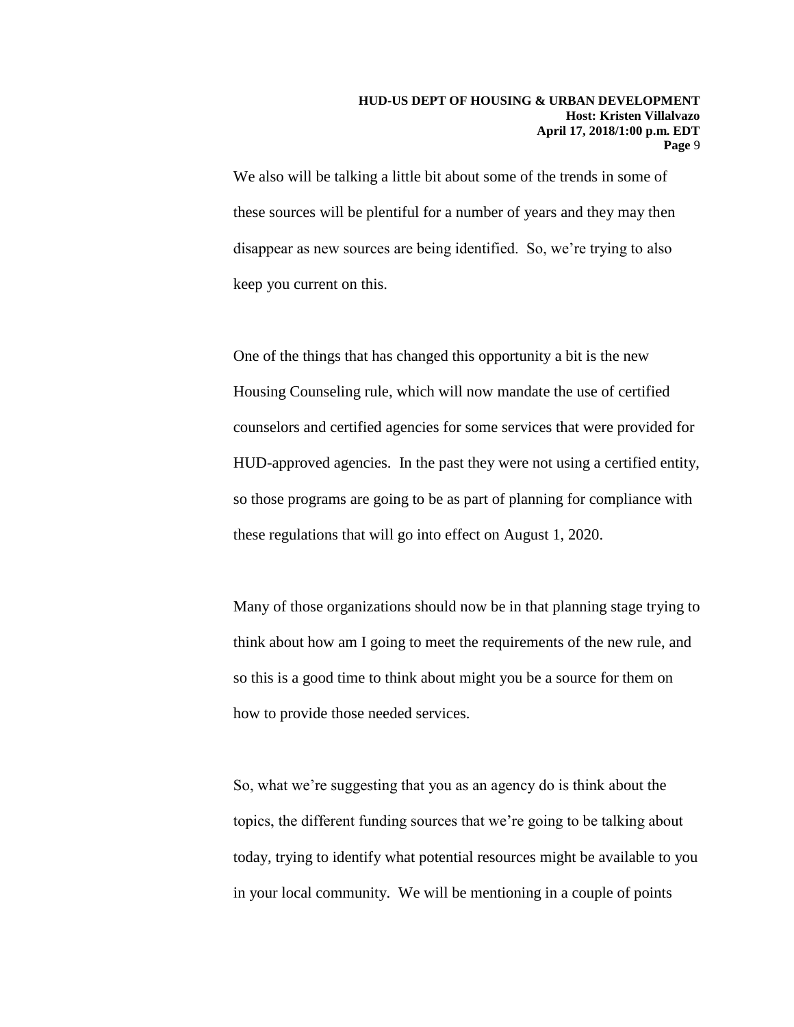We also will be talking a little bit about some of the trends in some of these sources will be plentiful for a number of years and they may then disappear as new sources are being identified. So, we're trying to also keep you current on this.

One of the things that has changed this opportunity a bit is the new Housing Counseling rule, which will now mandate the use of certified counselors and certified agencies for some services that were provided for HUD-approved agencies. In the past they were not using a certified entity, so those programs are going to be as part of planning for compliance with these regulations that will go into effect on August 1, 2020.

Many of those organizations should now be in that planning stage trying to think about how am I going to meet the requirements of the new rule, and so this is a good time to think about might you be a source for them on how to provide those needed services.

So, what we're suggesting that you as an agency do is think about the topics, the different funding sources that we're going to be talking about today, trying to identify what potential resources might be available to you in your local community. We will be mentioning in a couple of points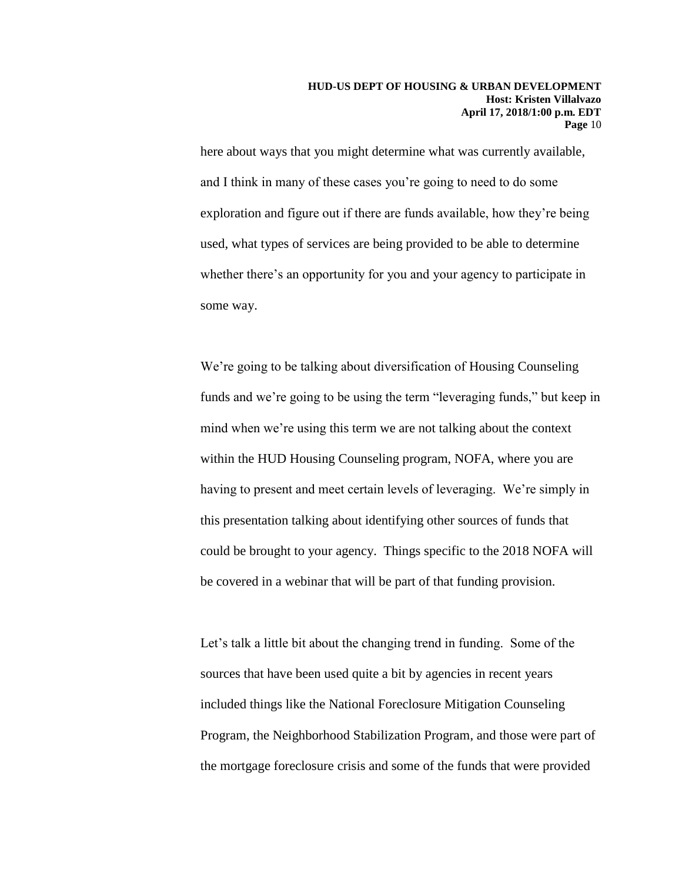here about ways that you might determine what was currently available, and I think in many of these cases you're going to need to do some exploration and figure out if there are funds available, how they're being used, what types of services are being provided to be able to determine whether there's an opportunity for you and your agency to participate in some way.

We're going to be talking about diversification of Housing Counseling funds and we're going to be using the term "leveraging funds," but keep in mind when we're using this term we are not talking about the context within the HUD Housing Counseling program, NOFA, where you are having to present and meet certain levels of leveraging. We're simply in this presentation talking about identifying other sources of funds that could be brought to your agency. Things specific to the 2018 NOFA will be covered in a webinar that will be part of that funding provision.

Let's talk a little bit about the changing trend in funding. Some of the sources that have been used quite a bit by agencies in recent years included things like the National Foreclosure Mitigation Counseling Program, the Neighborhood Stabilization Program, and those were part of the mortgage foreclosure crisis and some of the funds that were provided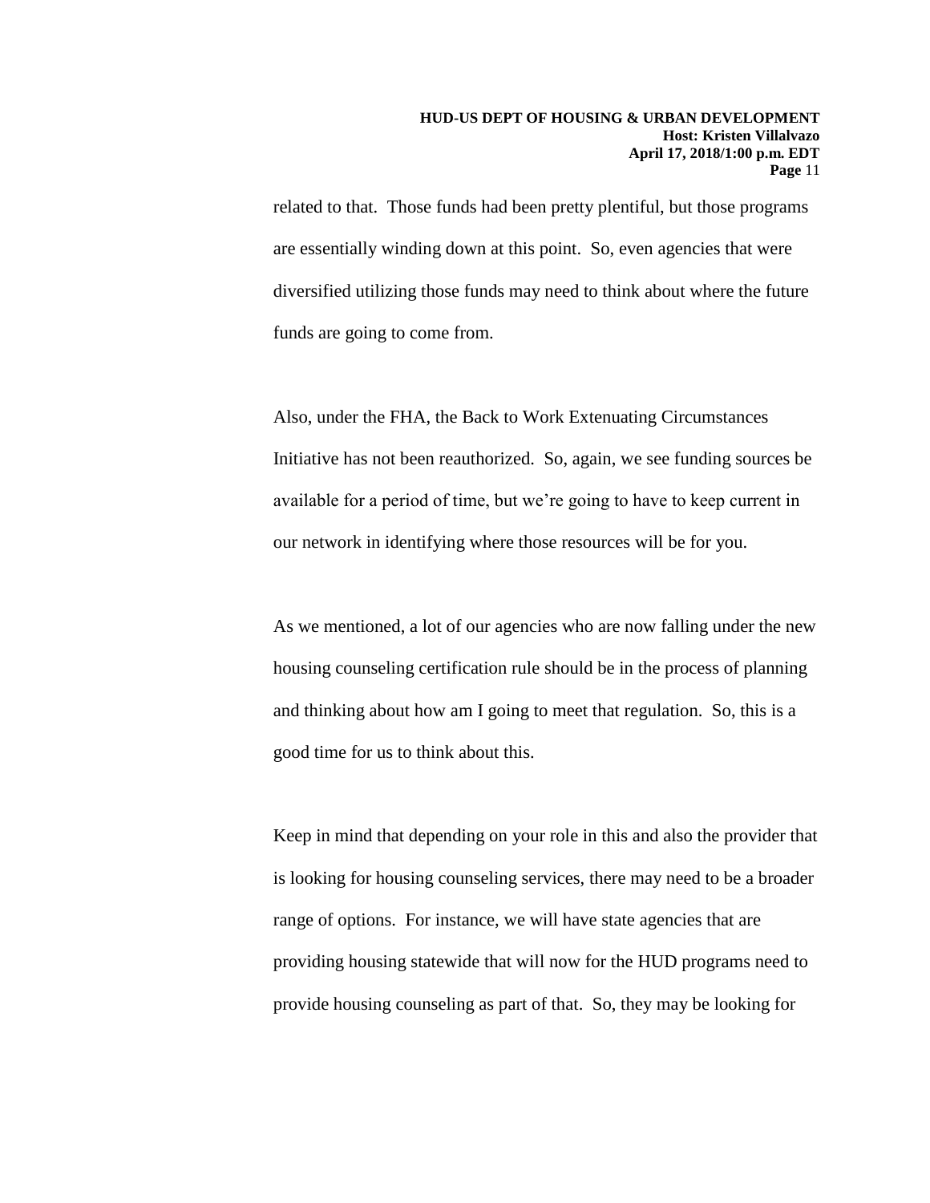related to that. Those funds had been pretty plentiful, but those programs are essentially winding down at this point. So, even agencies that were diversified utilizing those funds may need to think about where the future funds are going to come from.

Also, under the FHA, the Back to Work Extenuating Circumstances Initiative has not been reauthorized. So, again, we see funding sources be available for a period of time, but we're going to have to keep current in our network in identifying where those resources will be for you.

As we mentioned, a lot of our agencies who are now falling under the new housing counseling certification rule should be in the process of planning and thinking about how am I going to meet that regulation. So, this is a good time for us to think about this.

Keep in mind that depending on your role in this and also the provider that is looking for housing counseling services, there may need to be a broader range of options. For instance, we will have state agencies that are providing housing statewide that will now for the HUD programs need to provide housing counseling as part of that. So, they may be looking for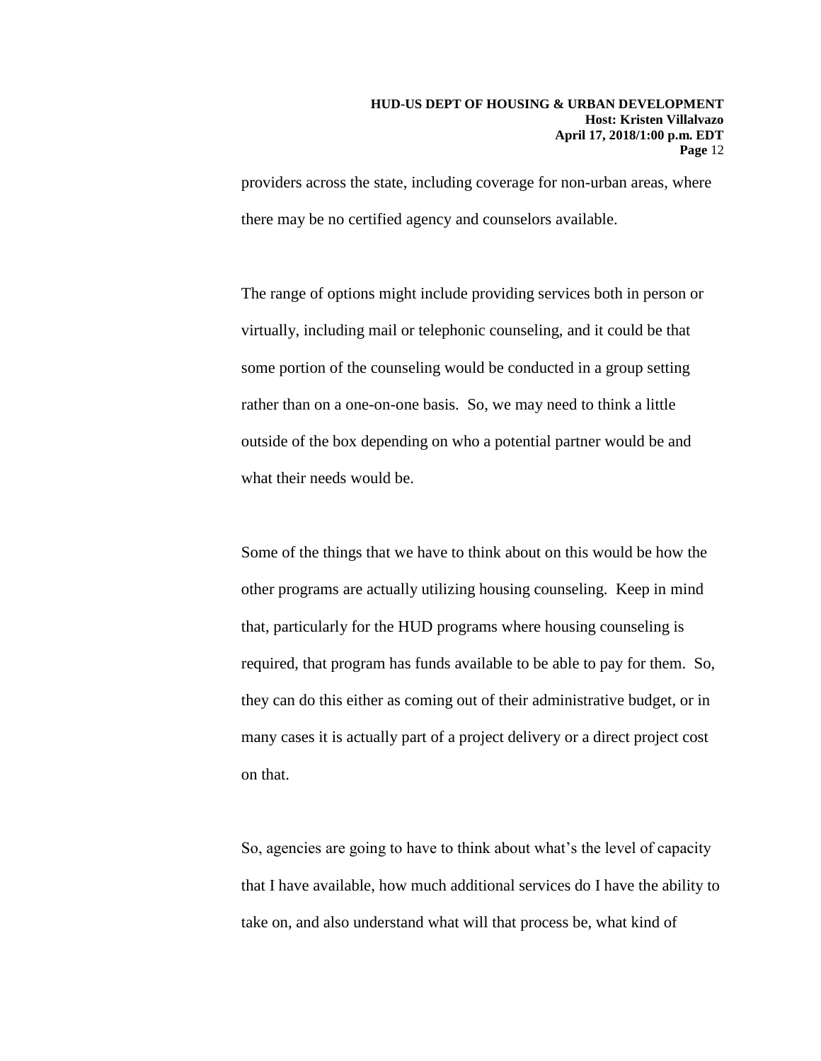providers across the state, including coverage for non-urban areas, where there may be no certified agency and counselors available.

The range of options might include providing services both in person or virtually, including mail or telephonic counseling, and it could be that some portion of the counseling would be conducted in a group setting rather than on a one-on-one basis. So, we may need to think a little outside of the box depending on who a potential partner would be and what their needs would be.

Some of the things that we have to think about on this would be how the other programs are actually utilizing housing counseling. Keep in mind that, particularly for the HUD programs where housing counseling is required, that program has funds available to be able to pay for them. So, they can do this either as coming out of their administrative budget, or in many cases it is actually part of a project delivery or a direct project cost on that.

So, agencies are going to have to think about what's the level of capacity that I have available, how much additional services do I have the ability to take on, and also understand what will that process be, what kind of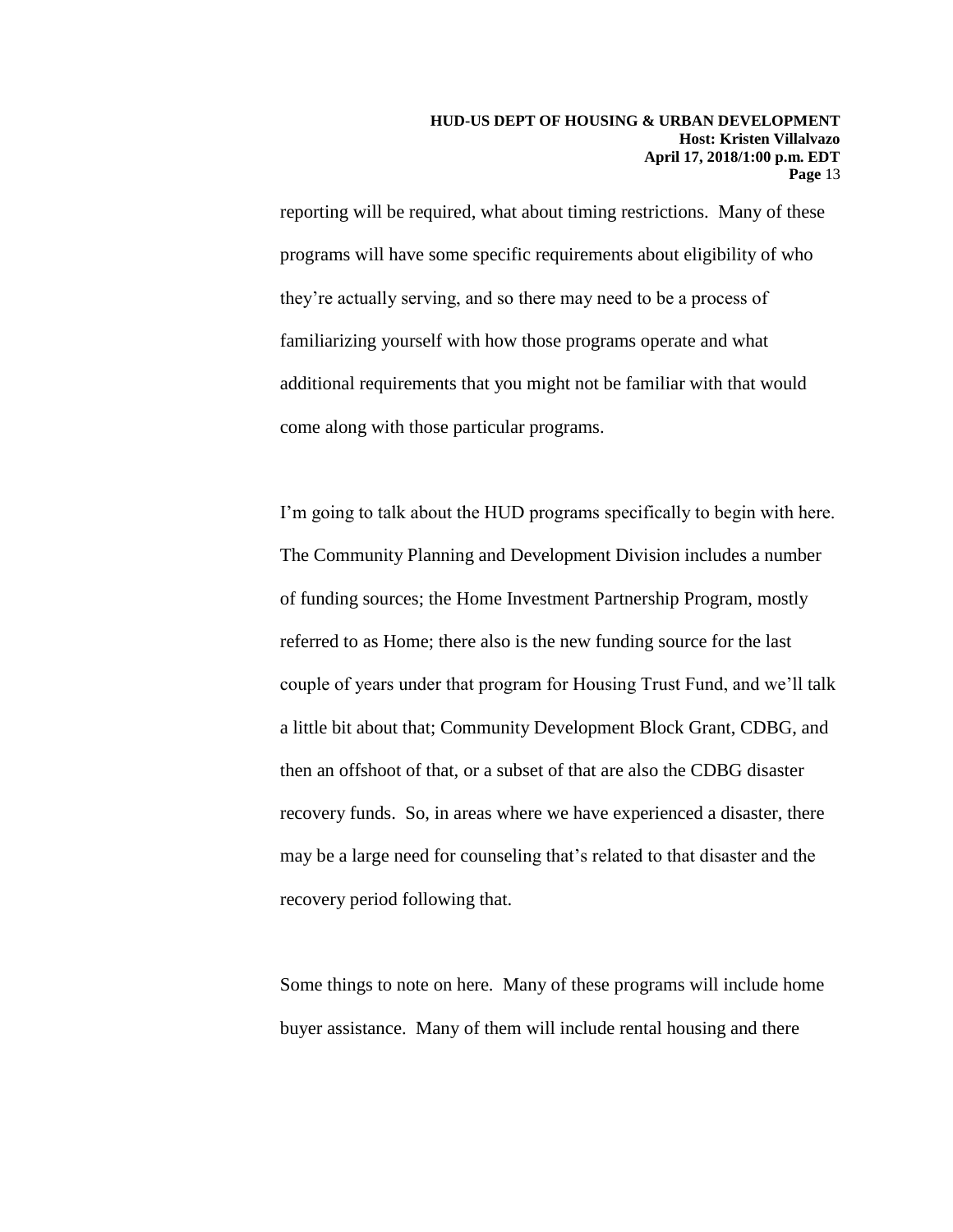reporting will be required, what about timing restrictions. Many of these programs will have some specific requirements about eligibility of who they're actually serving, and so there may need to be a process of familiarizing yourself with how those programs operate and what additional requirements that you might not be familiar with that would come along with those particular programs.

I'm going to talk about the HUD programs specifically to begin with here. The Community Planning and Development Division includes a number of funding sources; the Home Investment Partnership Program, mostly referred to as Home; there also is the new funding source for the last couple of years under that program for Housing Trust Fund, and we'll talk a little bit about that; Community Development Block Grant, CDBG, and then an offshoot of that, or a subset of that are also the CDBG disaster recovery funds. So, in areas where we have experienced a disaster, there may be a large need for counseling that's related to that disaster and the recovery period following that.

Some things to note on here. Many of these programs will include home buyer assistance. Many of them will include rental housing and there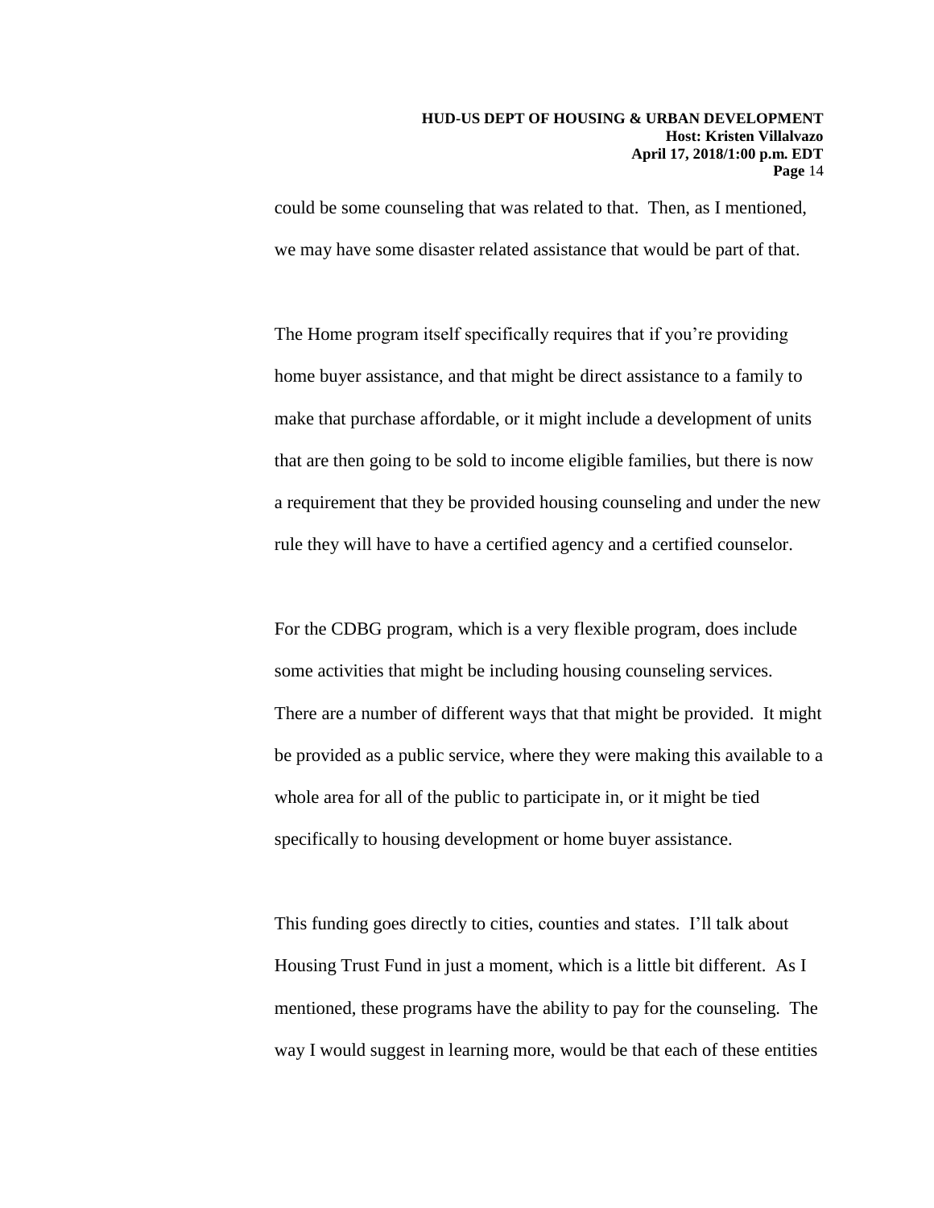could be some counseling that was related to that. Then, as I mentioned, we may have some disaster related assistance that would be part of that.

The Home program itself specifically requires that if you're providing home buyer assistance, and that might be direct assistance to a family to make that purchase affordable, or it might include a development of units that are then going to be sold to income eligible families, but there is now a requirement that they be provided housing counseling and under the new rule they will have to have a certified agency and a certified counselor.

For the CDBG program, which is a very flexible program, does include some activities that might be including housing counseling services. There are a number of different ways that that might be provided. It might be provided as a public service, where they were making this available to a whole area for all of the public to participate in, or it might be tied specifically to housing development or home buyer assistance.

This funding goes directly to cities, counties and states. I'll talk about Housing Trust Fund in just a moment, which is a little bit different. As I mentioned, these programs have the ability to pay for the counseling. The way I would suggest in learning more, would be that each of these entities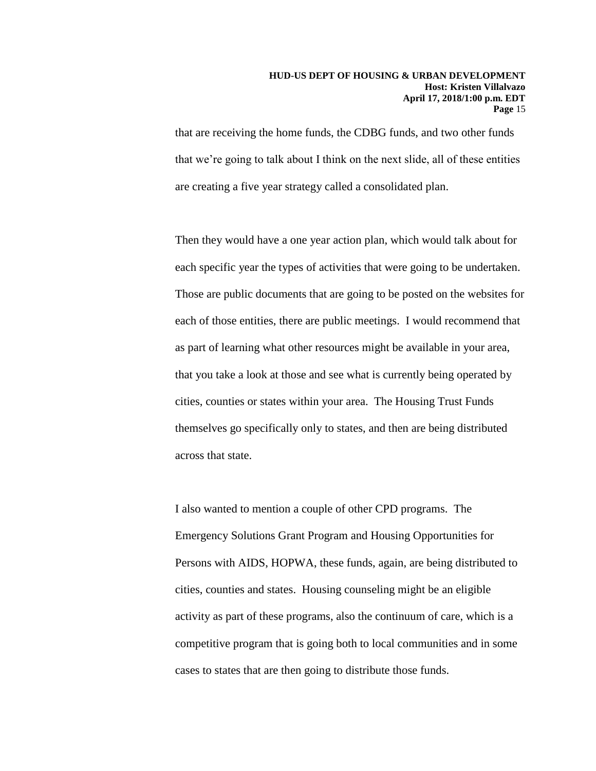that are receiving the home funds, the CDBG funds, and two other funds that we're going to talk about I think on the next slide, all of these entities are creating a five year strategy called a consolidated plan.

Then they would have a one year action plan, which would talk about for each specific year the types of activities that were going to be undertaken. Those are public documents that are going to be posted on the websites for each of those entities, there are public meetings. I would recommend that as part of learning what other resources might be available in your area, that you take a look at those and see what is currently being operated by cities, counties or states within your area. The Housing Trust Funds themselves go specifically only to states, and then are being distributed across that state.

I also wanted to mention a couple of other CPD programs. The Emergency Solutions Grant Program and Housing Opportunities for Persons with AIDS, HOPWA, these funds, again, are being distributed to cities, counties and states. Housing counseling might be an eligible activity as part of these programs, also the continuum of care, which is a competitive program that is going both to local communities and in some cases to states that are then going to distribute those funds.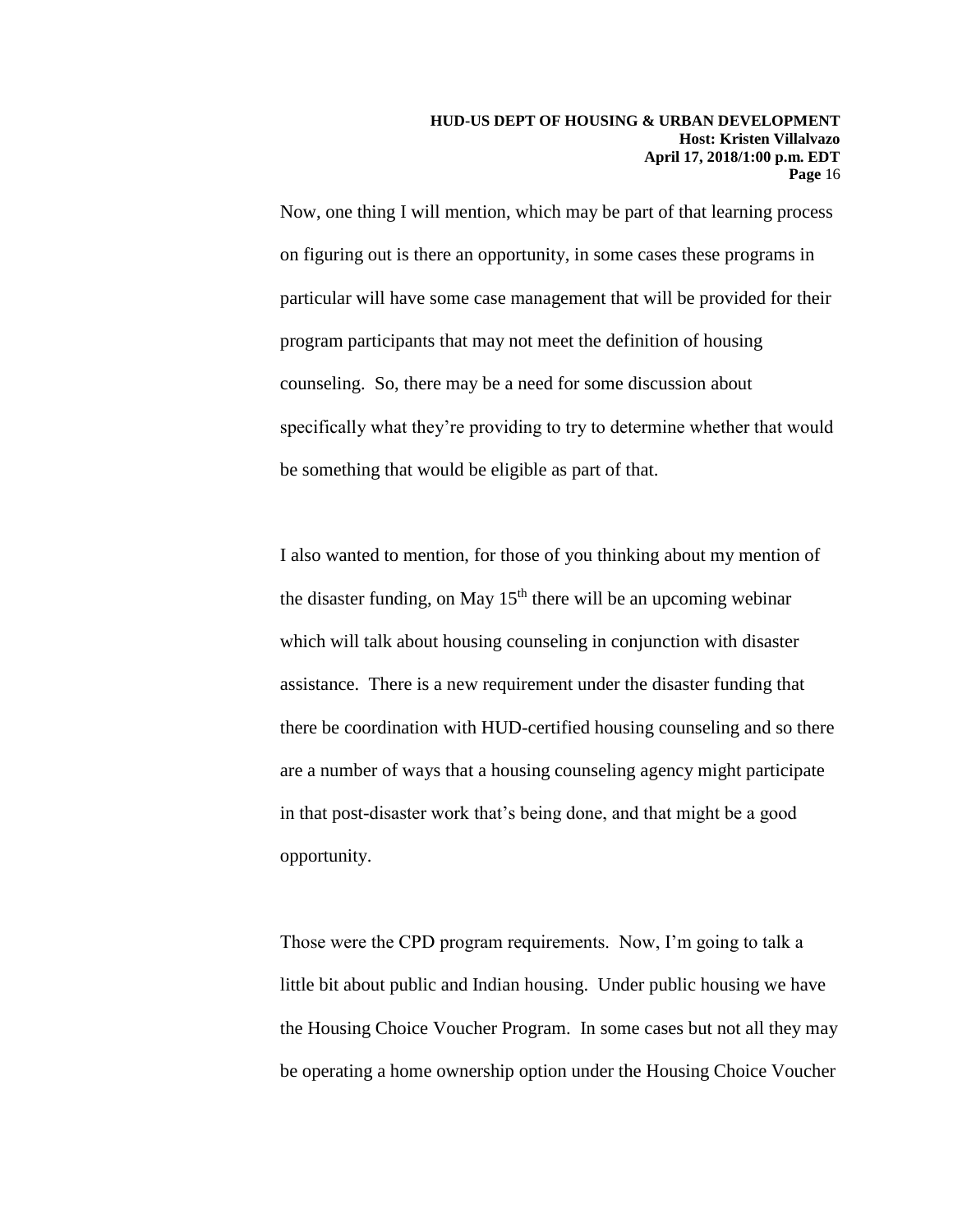Now, one thing I will mention, which may be part of that learning process on figuring out is there an opportunity, in some cases these programs in particular will have some case management that will be provided for their program participants that may not meet the definition of housing counseling. So, there may be a need for some discussion about specifically what they're providing to try to determine whether that would be something that would be eligible as part of that.

I also wanted to mention, for those of you thinking about my mention of the disaster funding, on May 15th there will be an upcoming webinar which will talk about housing counseling in conjunction with disaster assistance. There is a new requirement under the disaster funding that there be coordination with HUD-certified housing counseling and so there are a number of ways that a housing counseling agency might participate in that post-disaster work that's being done, and that might be a good opportunity.

Those were the CPD program requirements. Now, I'm going to talk a little bit about public and Indian housing. Under public housing we have the Housing Choice Voucher Program. In some cases but not all they may be operating a home ownership option under the Housing Choice Voucher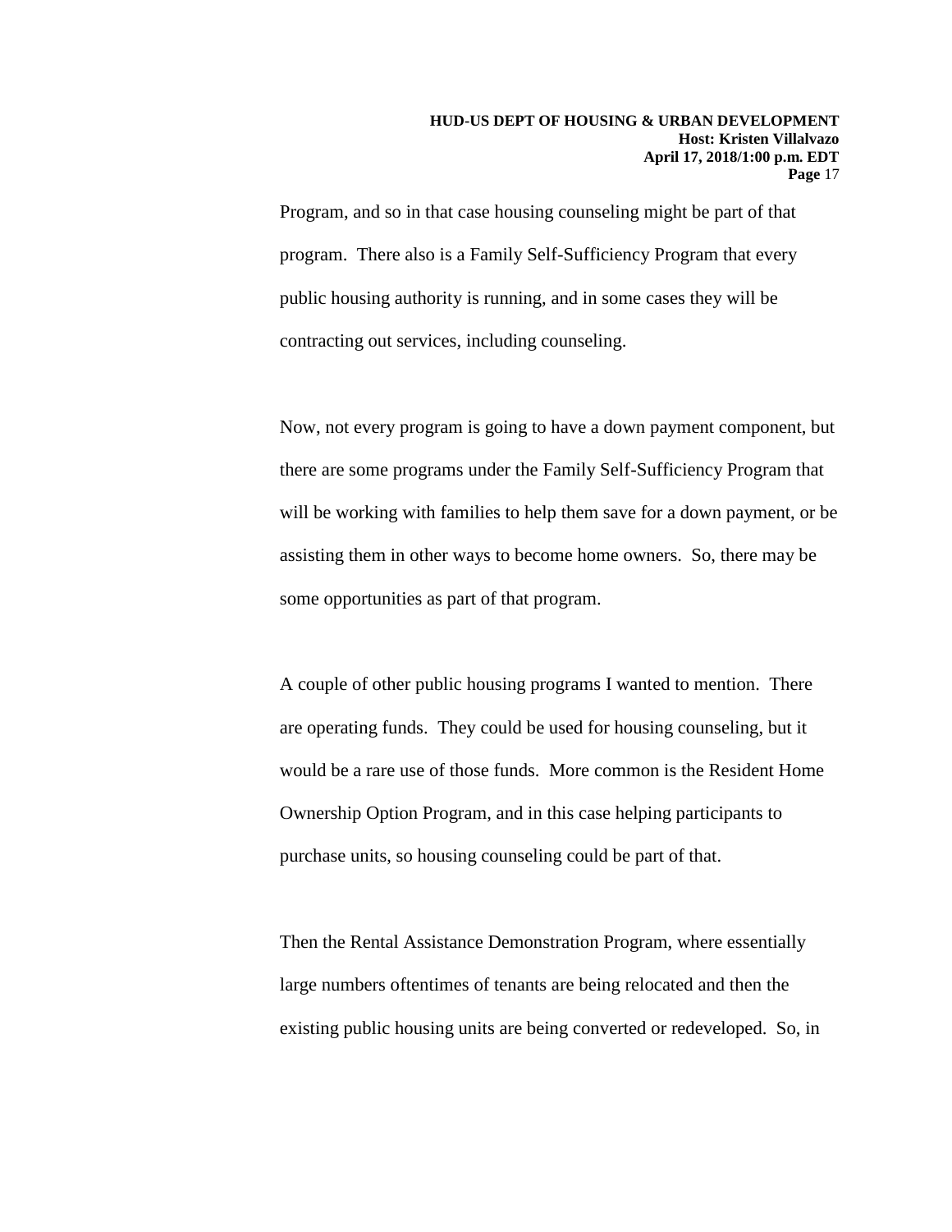Program, and so in that case housing counseling might be part of that program. There also is a Family Self-Sufficiency Program that every public housing authority is running, and in some cases they will be contracting out services, including counseling.

Now, not every program is going to have a down payment component, but there are some programs under the Family Self-Sufficiency Program that will be working with families to help them save for a down payment, or be assisting them in other ways to become home owners. So, there may be some opportunities as part of that program.

A couple of other public housing programs I wanted to mention. There are operating funds. They could be used for housing counseling, but it would be a rare use of those funds. More common is the Resident Home Ownership Option Program, and in this case helping participants to purchase units, so housing counseling could be part of that.

Then the Rental Assistance Demonstration Program, where essentially large numbers oftentimes of tenants are being relocated and then the existing public housing units are being converted or redeveloped. So, in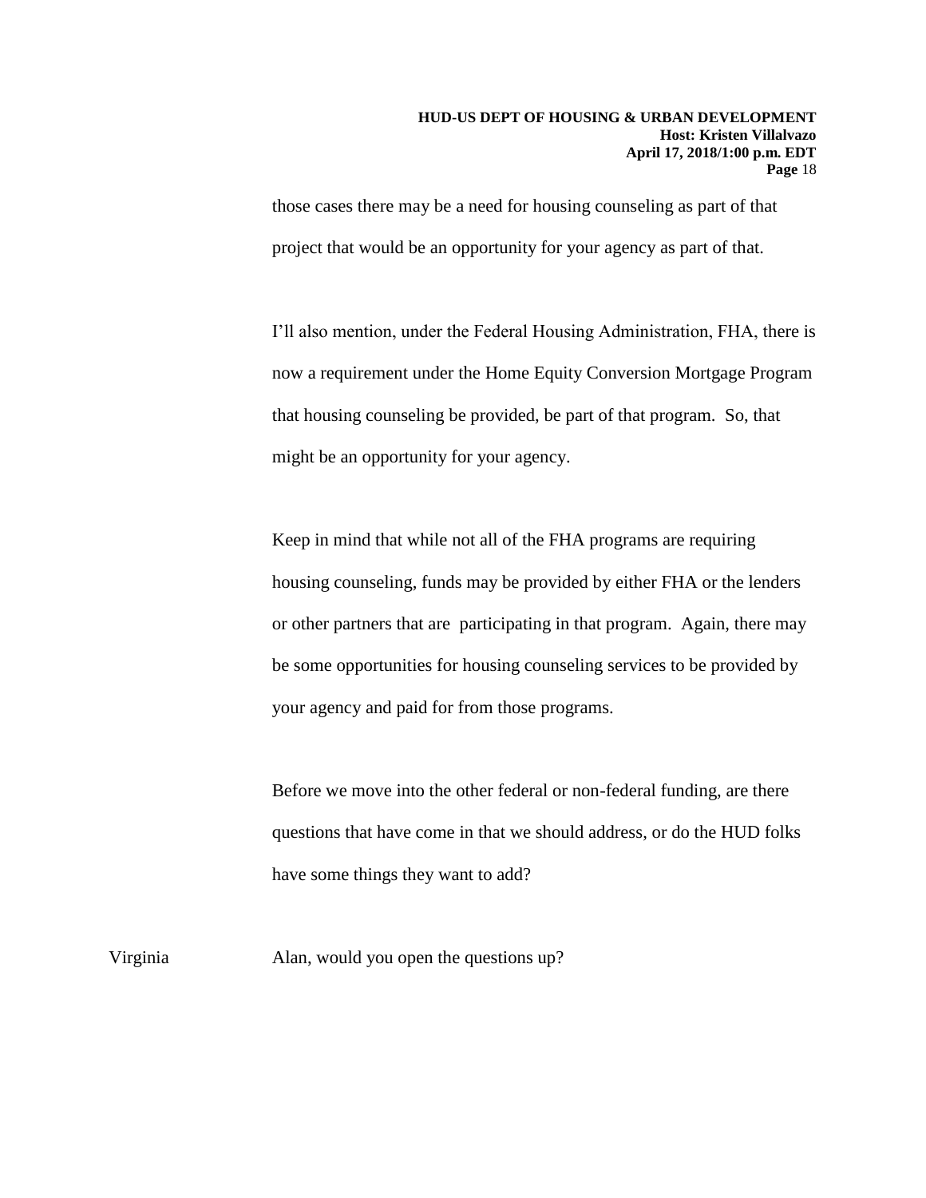those cases there may be a need for housing counseling as part of that project that would be an opportunity for your agency as part of that.

I'll also mention, under the Federal Housing Administration, FHA, there is now a requirement under the Home Equity Conversion Mortgage Program that housing counseling be provided, be part of that program. So, that might be an opportunity for your agency.

Keep in mind that while not all of the FHA programs are requiring housing counseling, funds may be provided by either FHA or the lenders or other partners that are participating in that program. Again, there may be some opportunities for housing counseling services to be provided by your agency and paid for from those programs.

Before we move into the other federal or non-federal funding, are there questions that have come in that we should address, or do the HUD folks have some things they want to add?

Virginia: Alan, would you open the questions up?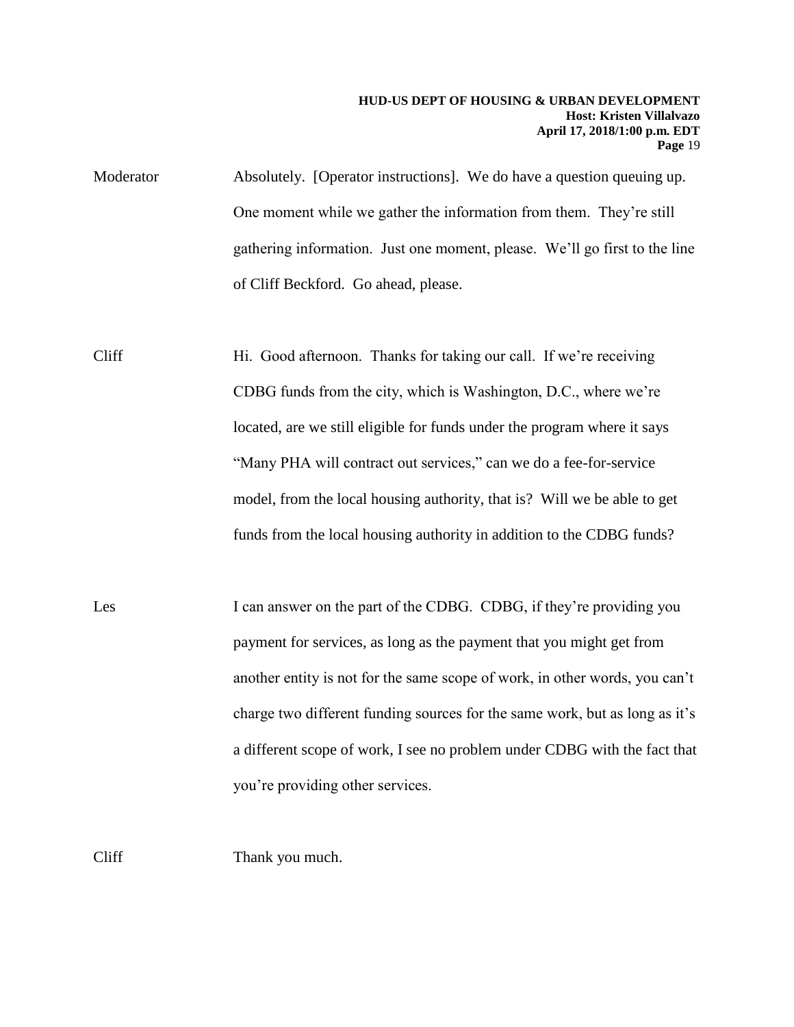Moderator Absolutely. [Operator instructions]. We do have a question queuing up. One moment while we gather the information from them. They're still gathering information. Just one moment, please. We'll go first to the line of Cliff Beckford. Go ahead, please.

Cliff Hi. Good afternoon. Thanks for taking our call. If we're receiving CDBG funds from the city, which is Washington, D.C., where we're located, are we still eligible for funds under the program where it says "Many PHA will contract out services," can we do a fee-for-service model, from the local housing authority, that is? Will we be able to get funds from the local housing authority in addition to the CDBG funds?

Les I can answer on the part of the CDBG. CDBG, if they're providing you payment for services, as long as the payment that you might get from another entity is not for the same scope of work, in other words, you can't charge two different funding sources for the same work, but as long as it's a different scope of work, I see no problem under CDBG with the fact that you're providing other services.

Cliff Thank you much.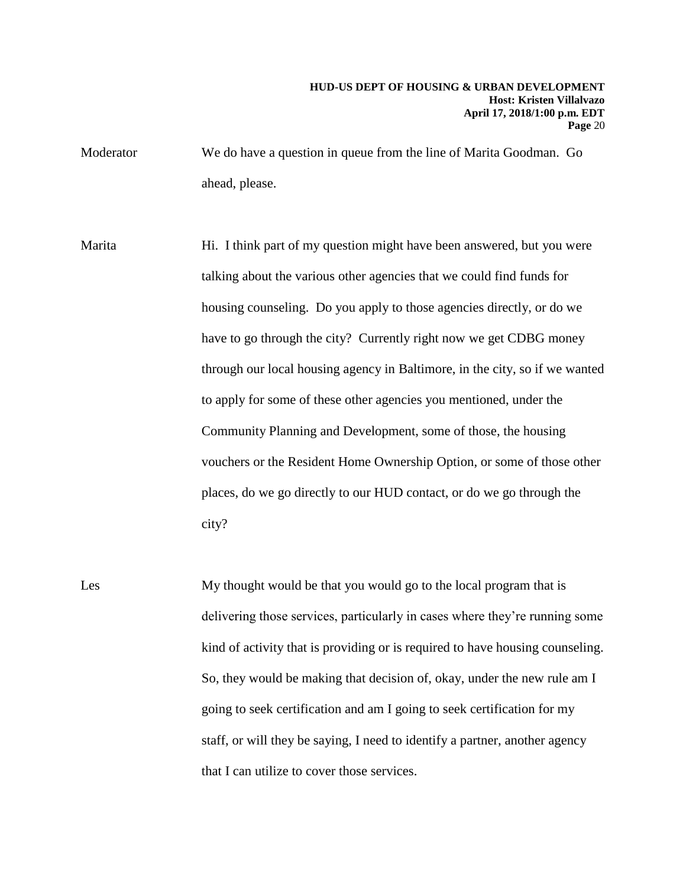Moderator We do have a question in queue from the line of Marita Goodman. Go ahead, please.

Marita Hi. I think part of my question might have been answered, but you were talking about the various other agencies that we could find funds for housing counseling. Do you apply to those agencies directly, or do we have to go through the city? Currently right now we get CDBG money through our local housing agency in Baltimore, in the city, so if we wanted to apply for some of these other agencies you mentioned, under the Community Planning and Development, some of those, the housing vouchers or the Resident Home Ownership Option, or some of those other places, do we go directly to our HUD contact, or do we go through the city?

Les My thought would be that you would go to the local program that is delivering those services, particularly in cases where they're running some kind of activity that is providing or is required to have housing counseling. So, they would be making that decision of, okay, under the new rule am I going to seek certification and am I going to seek certification for my staff, or will they be saying, I need to identify a partner, another agency that I can utilize to cover those services.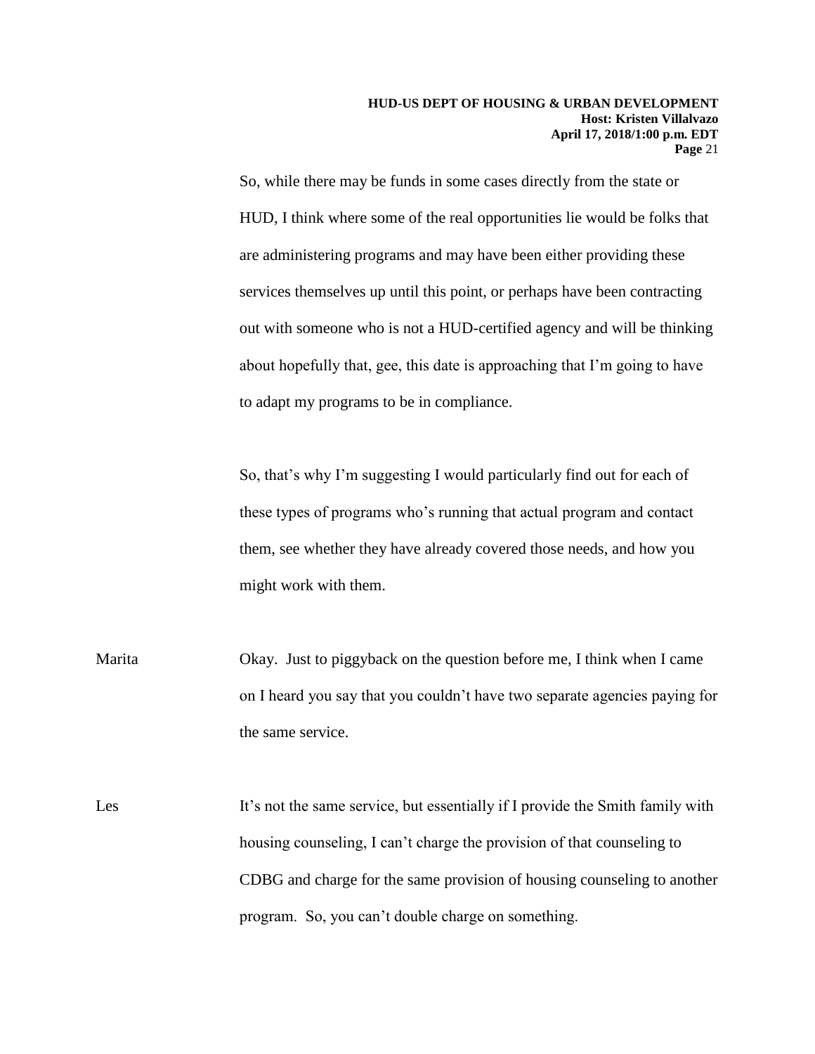So, while there may be funds in some cases directly from the state or HUD, I think where some of the real opportunities lie would be folks that are administering programs and may have been either providing these services themselves up until this point, or perhaps have been contracting out with someone who is not a HUD-certified agency and will be thinking about hopefully that, gee, this date is approaching that I'm going to have to adapt my programs to be in compliance.

So, that's why I'm suggesting I would particularly find out for each of these types of programs who's running that actual program and contact them, see whether they have already covered those needs, and how you might work with them.

Marita: Okay. Just to piggyback on the question before me, I think when I came on I heard you say that you couldn't have two separate agencies paying for the same service.

Les: It's not the same service, but essentially if I provide the Smith family with housing counseling, I can't charge the provision of that counseling to CDBG and charge for the same provision of housing counseling to another program. So, you can't double charge on something.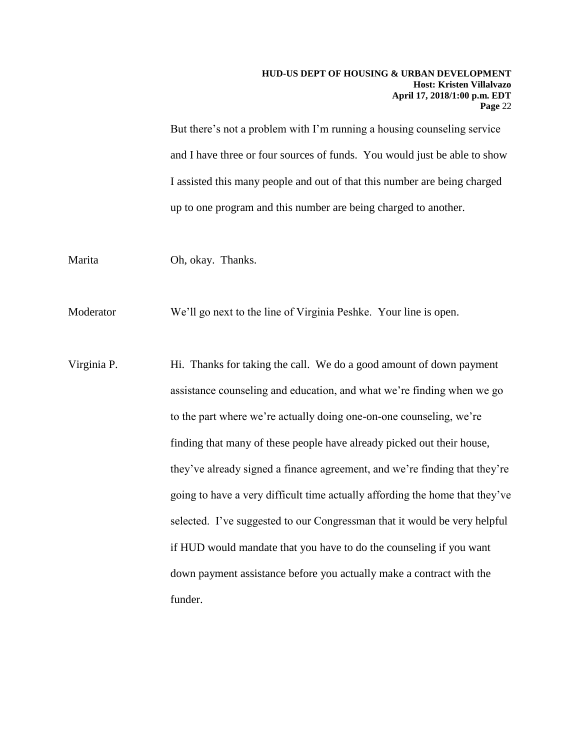But there's not a problem with I'm running a housing counseling service and I have three or four sources of funds. You would just be able to show I assisted this many people and out of that this number are being charged up to one program and this number are being charged to another.

Marita Oh, okay. Thanks.

Moderator We'll go next to the line of Virginia Peshke. Your line is open.

Virginia P. Hi. Thanks for taking the call. We do a good amount of down payment assistance counseling and education, and what we're finding when we go to the part where we're actually doing one-on-one counseling, we're finding that many of these people have already picked out their house, they've already signed a finance agreement, and we're finding that they're going to have a very difficult time actually affording the home that they've selected. I've suggested to our Congressman that it would be very helpful if HUD would mandate that you have to do the counseling if you want down payment assistance before you actually make a contract with the funder.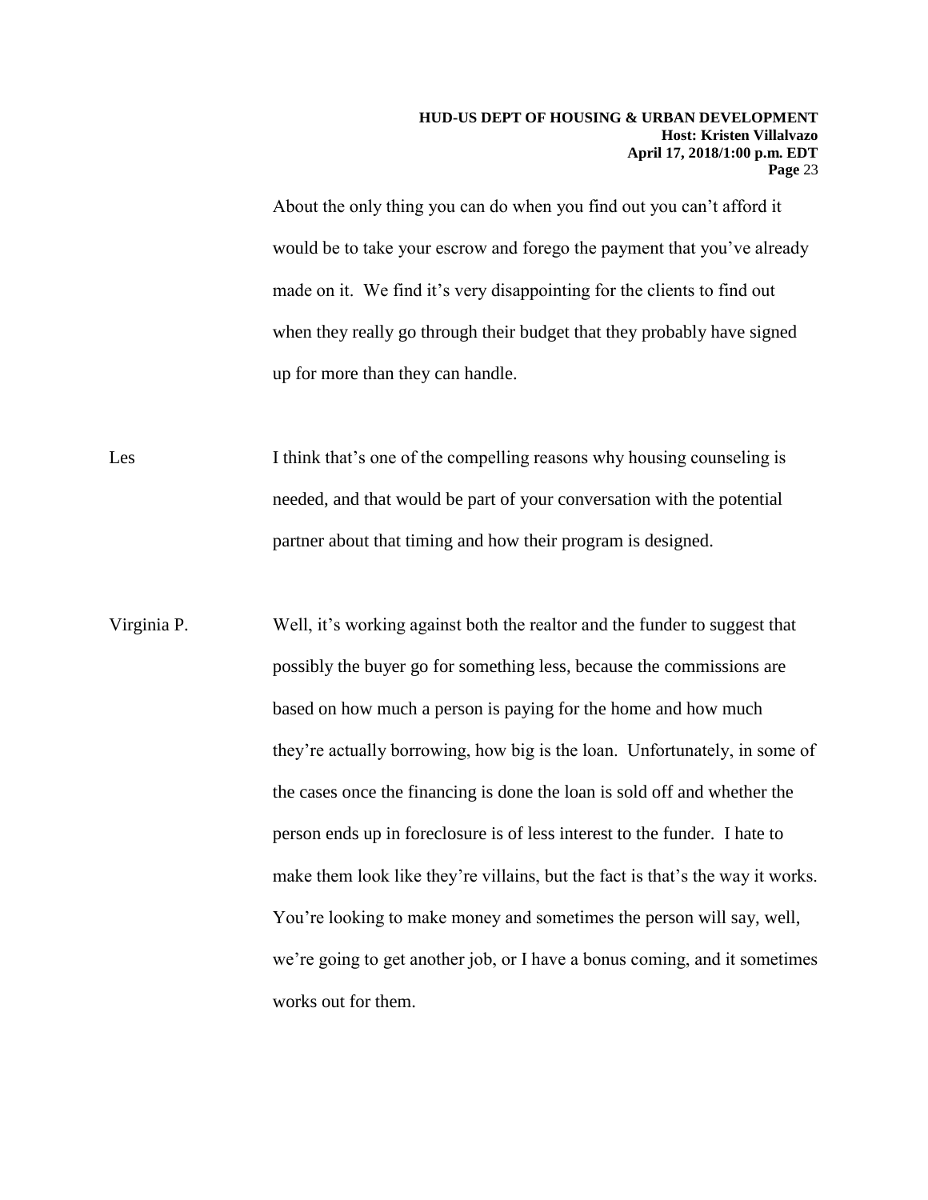About the only thing you can do when you find out you can't afford it would be to take your escrow and forego the payment that you've already made on it. We find it's very disappointing for the clients to find out when they really go through their budget that they probably have signed up for more than they can handle.

Les: I think that's one of the compelling reasons why housing counseling is needed, and that would be part of your conversation with the potential partner about that timing and how their program is designed.

Virginia P.: Well, it's working against both the realtor and the funder to suggest that possibly the buyer go for something less, because the commissions are based on how much a person is paying for the home and how much they're actually borrowing, how big is the loan. Unfortunately, in some of the cases once the financing is done the loan is sold off and whether the person ends up in foreclosure is of less interest to the funder. I hate to make them look like they're villains, but the fact is that's the way it works. You're looking to make money and sometimes the person will say, well, we're going to get another job, or I have a bonus coming, and it sometimes works out for them.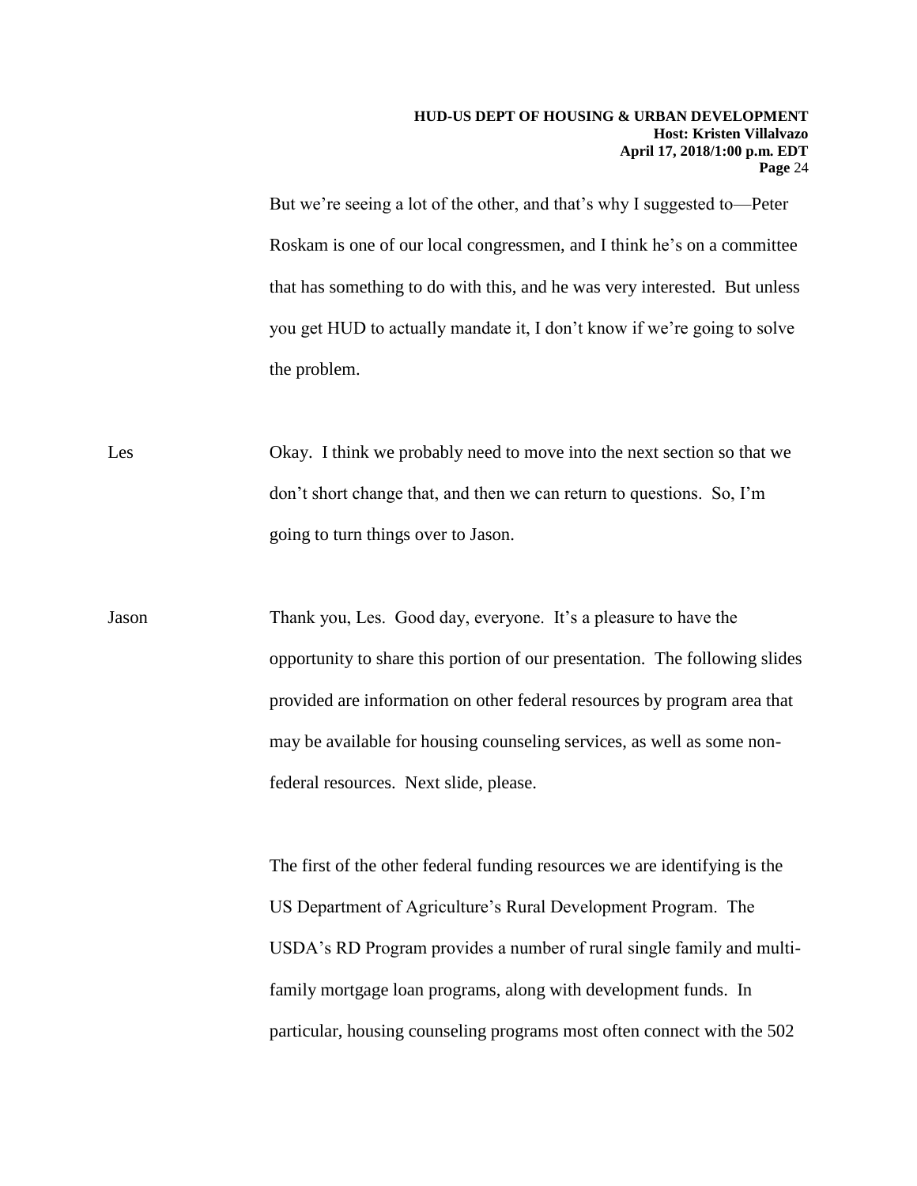But we're seeing a lot of the other, and that's why I suggested to—Peter Roskam is one of our local congressmen, and I think he's on a committee that has something to do with this, and he was very interested. But unless you get HUD to actually mandate it, I don't know if we're going to solve the problem.

Les Okay. I think we probably need to move into the next section so that we don't short change that, and then we can return to questions. So, I'm going to turn things over to Jason.

Jason Thank you, Les. Good day, everyone. It's a pleasure to have the opportunity to share this portion of our presentation. The following slides provided are information on other federal resources by program area that may be available for housing counseling services, as well as some non-federal resources. Next slide, please.

The first of the other federal funding resources we are identifying is the US Department of Agriculture's Rural Development Program. The USDA's RD Program provides a number of rural single family and multi-family mortgage loan programs, along with development funds. In particular, housing counseling programs most often connect with the 502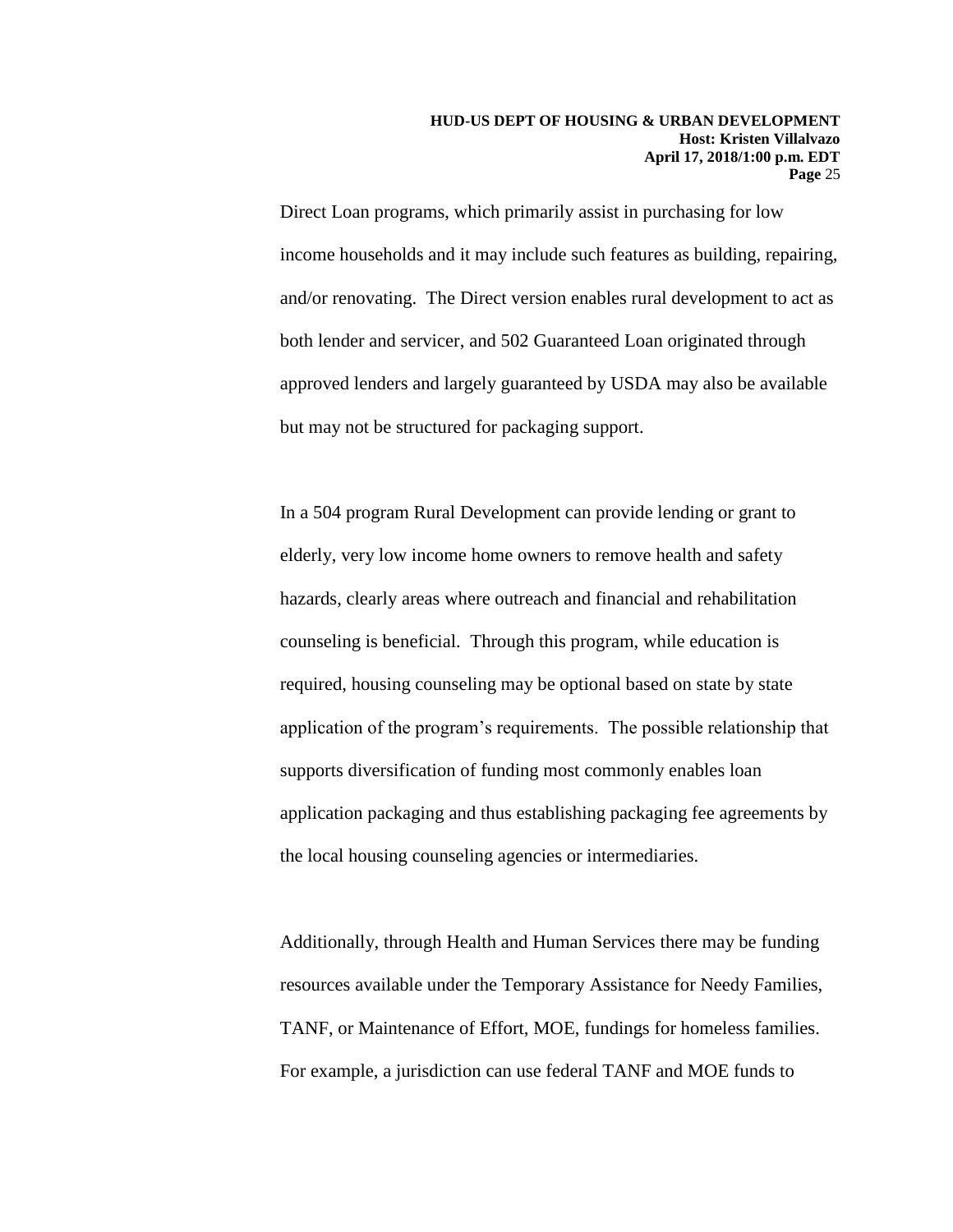Direct Loan programs, which primarily assist in purchasing for low income households and it may include such features as building, repairing, and/or renovating. The Direct version enables rural development to act as both lender and servicer, and 502 Guaranteed Loan originated through approved lenders and largely guaranteed by USDA may also be available but may not be structured for packaging support.

In a 504 program Rural Development can provide lending or grant to elderly, very low income home owners to remove health and safety hazards, clearly areas where outreach and financial and rehabilitation counseling is beneficial. Through this program, while education is required, housing counseling may be optional based on state by state application of the program's requirements. The possible relationship that supports diversification of funding most commonly enables loan application packaging and thus establishing packaging fee agreements by the local housing counseling agencies or intermediaries.

Additionally, through Health and Human Services there may be funding resources available under the Temporary Assistance for Needy Families, TANF, or Maintenance of Effort, MOE, fundings for homeless families. For example, a jurisdiction can use federal TANF and MOE funds to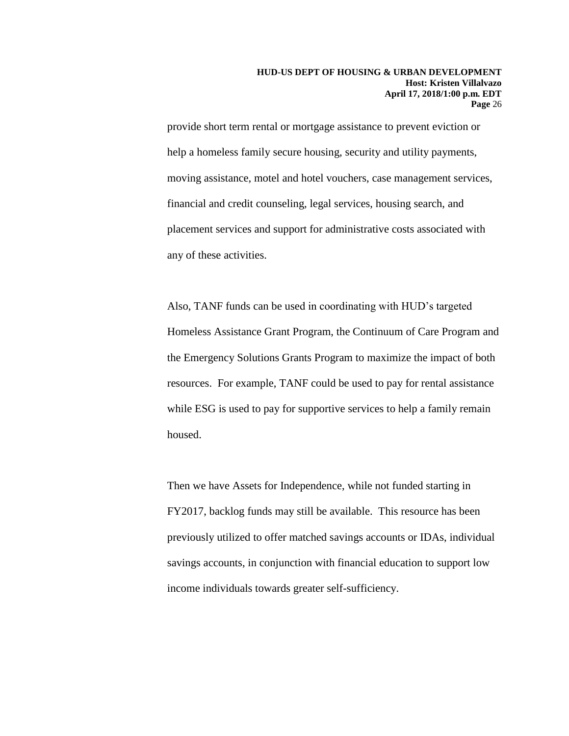provide short term rental or mortgage assistance to prevent eviction or help a homeless family secure housing, security and utility payments, moving assistance, motel and hotel vouchers, case management services, financial and credit counseling, legal services, housing search, and placement services and support for administrative costs associated with any of these activities.

Also, TANF funds can be used in coordinating with HUD's targeted Homeless Assistance Grant Program, the Continuum of Care Program and the Emergency Solutions Grants Program to maximize the impact of both resources. For example, TANF could be used to pay for rental assistance while ESG is used to pay for supportive services to help a family remain housed.

Then we have Assets for Independence, while not funded starting in FY2017, backlog funds may still be available. This resource has been previously utilized to offer matched savings accounts or IDAs, individual savings accounts, in conjunction with financial education to support low income individuals towards greater self-sufficiency.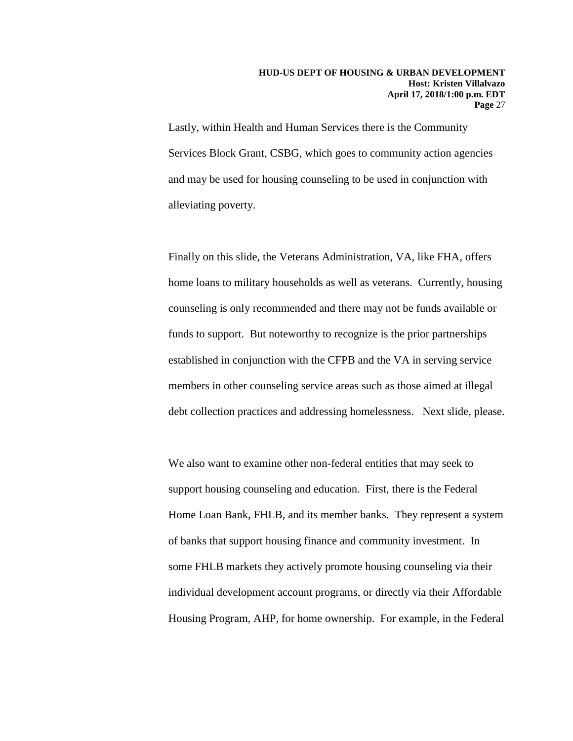Lastly, within Health and Human Services there is the Community Services Block Grant, CSBG, which goes to community action agencies and may be used for housing counseling to be used in conjunction with alleviating poverty.

Finally on this slide, the Veterans Administration, VA, like FHA, offers home loans to military households as well as veterans. Currently, housing counseling is only recommended and there may not be funds available or funds to support. But noteworthy to recognize is the prior partnerships established in conjunction with the CFPB and the VA in serving service members in other counseling service areas such as those aimed at illegal debt collection practices and addressing homelessness. Next slide, please.

We also want to examine other non-federal entities that may seek to support housing counseling and education. First, there is the Federal Home Loan Bank, FHLB, and its member banks. They represent a system of banks that support housing finance and community investment. In some FHLB markets they actively promote housing counseling via their individual development account programs, or directly via their Affordable Housing Program, AHP, for home ownership. For example, in the Federal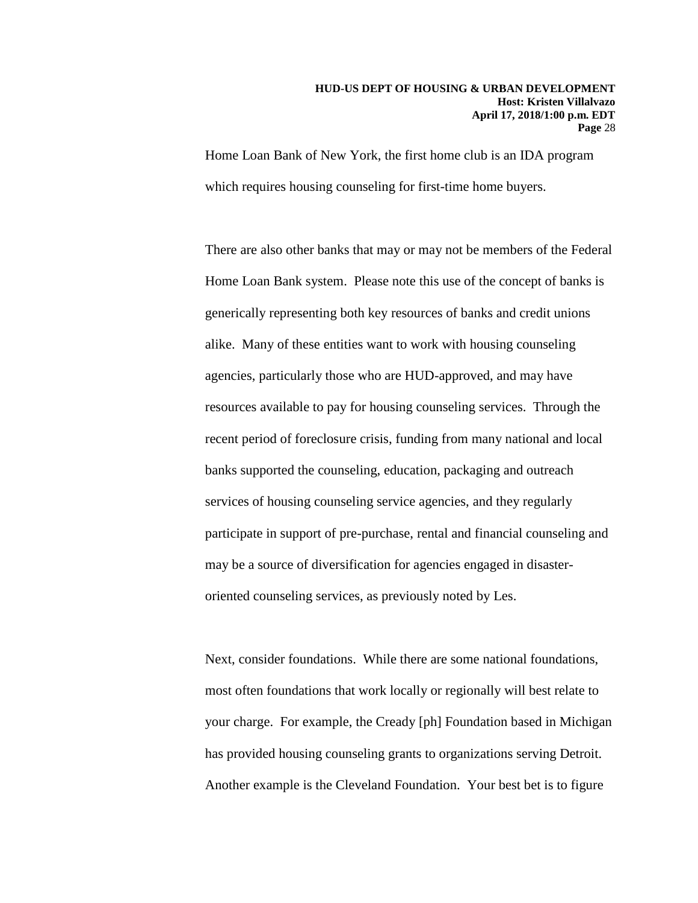Home Loan Bank of New York, the first home club is an IDA program which requires housing counseling for first-time home buyers.

There are also other banks that may or may not be members of the Federal Home Loan Bank system. Please note this use of the concept of banks is generically representing both key resources of banks and credit unions alike. Many of these entities want to work with housing counseling agencies, particularly those who are HUD-approved, and may have resources available to pay for housing counseling services. Through the recent period of foreclosure crisis, funding from many national and local banks supported the counseling, education, packaging and outreach services of housing counseling service agencies, and they regularly participate in support of pre-purchase, rental and financial counseling and may be a source of diversification for agencies engaged in disaster-oriented counseling services, as previously noted by Les.

Next, consider foundations. While there are some national foundations, most often foundations that work locally or regionally will best relate to your charge. For example, the Cready [ph] Foundation based in Michigan has provided housing counseling grants to organizations serving Detroit. Another example is the Cleveland Foundation. Your best bet is to figure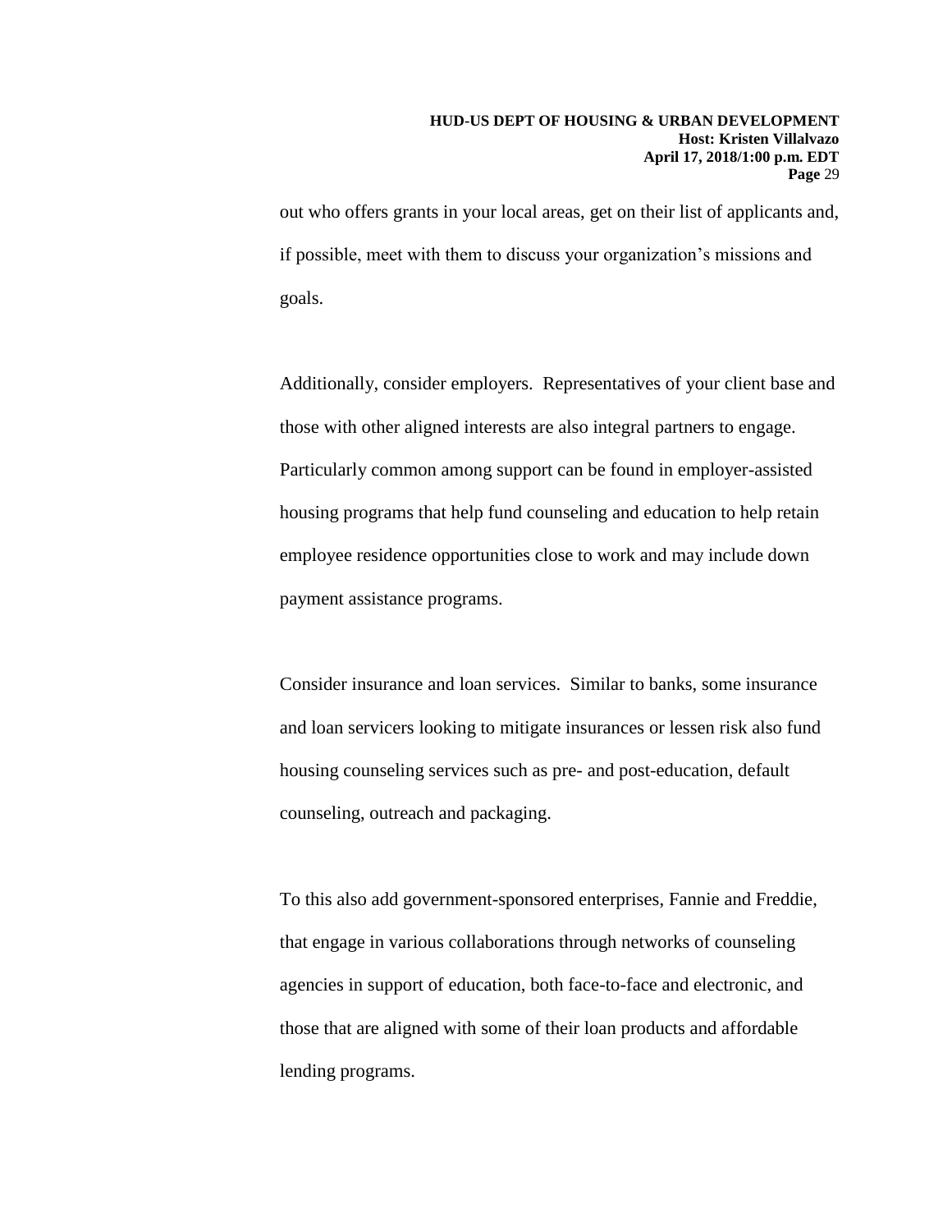out who offers grants in your local areas, get on their list of applicants and, if possible, meet with them to discuss your organization's missions and goals.

Additionally, consider employers. Representatives of your client base and those with other aligned interests are also integral partners to engage. Particularly common among support can be found in employer-assisted housing programs that help fund counseling and education to help retain employee residence opportunities close to work and may include down payment assistance programs.

Consider insurance and loan services. Similar to banks, some insurance and loan servicers looking to mitigate insurances or lessen risk also fund housing counseling services such as pre- and post-education, default counseling, outreach and packaging.

To this also add government-sponsored enterprises, Fannie and Freddie, that engage in various collaborations through networks of counseling agencies in support of education, both face-to-face and electronic, and those that are aligned with some of their loan products and affordable lending programs.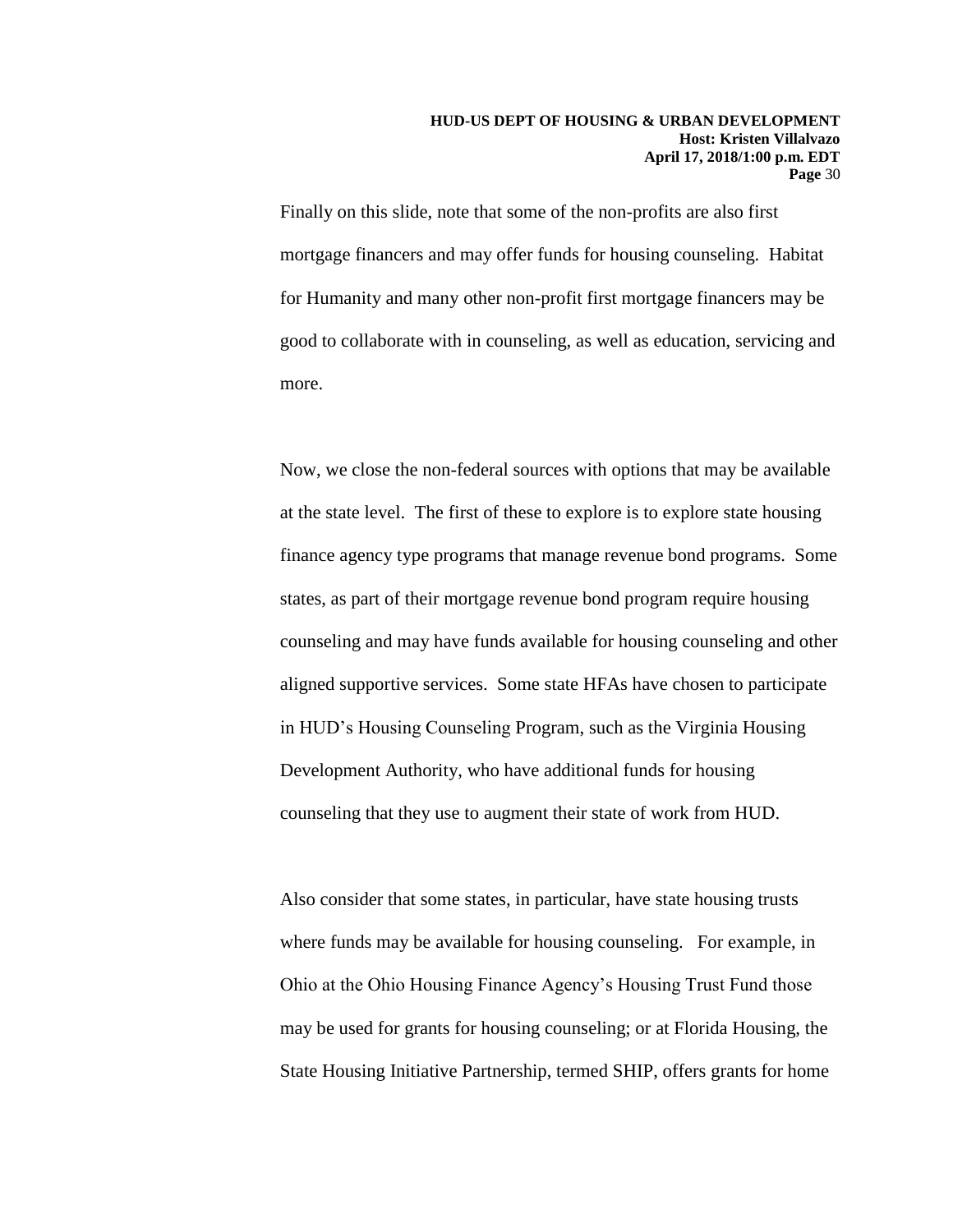Finally on this slide, note that some of the non-profits are also first mortgage financers and may offer funds for housing counseling. Habitat for Humanity and many other non-profit first mortgage financers may be good to collaborate with in counseling, as well as education, servicing and more.

Now, we close the non-federal sources with options that may be available at the state level. The first of these to explore is to explore state housing finance agency type programs that manage revenue bond programs. Some states, as part of their mortgage revenue bond program require housing counseling and may have funds available for housing counseling and other aligned supportive services. Some state HFAs have chosen to participate in HUD's Housing Counseling Program, such as the Virginia Housing Development Authority, who have additional funds for housing counseling that they use to augment their state of work from HUD.

Also consider that some states, in particular, have state housing trusts where funds may be available for housing counseling. For example, in Ohio at the Ohio Housing Finance Agency's Housing Trust Fund those may be used for grants for housing counseling; or at Florida Housing, the State Housing Initiative Partnership, termed SHIP, offers grants for home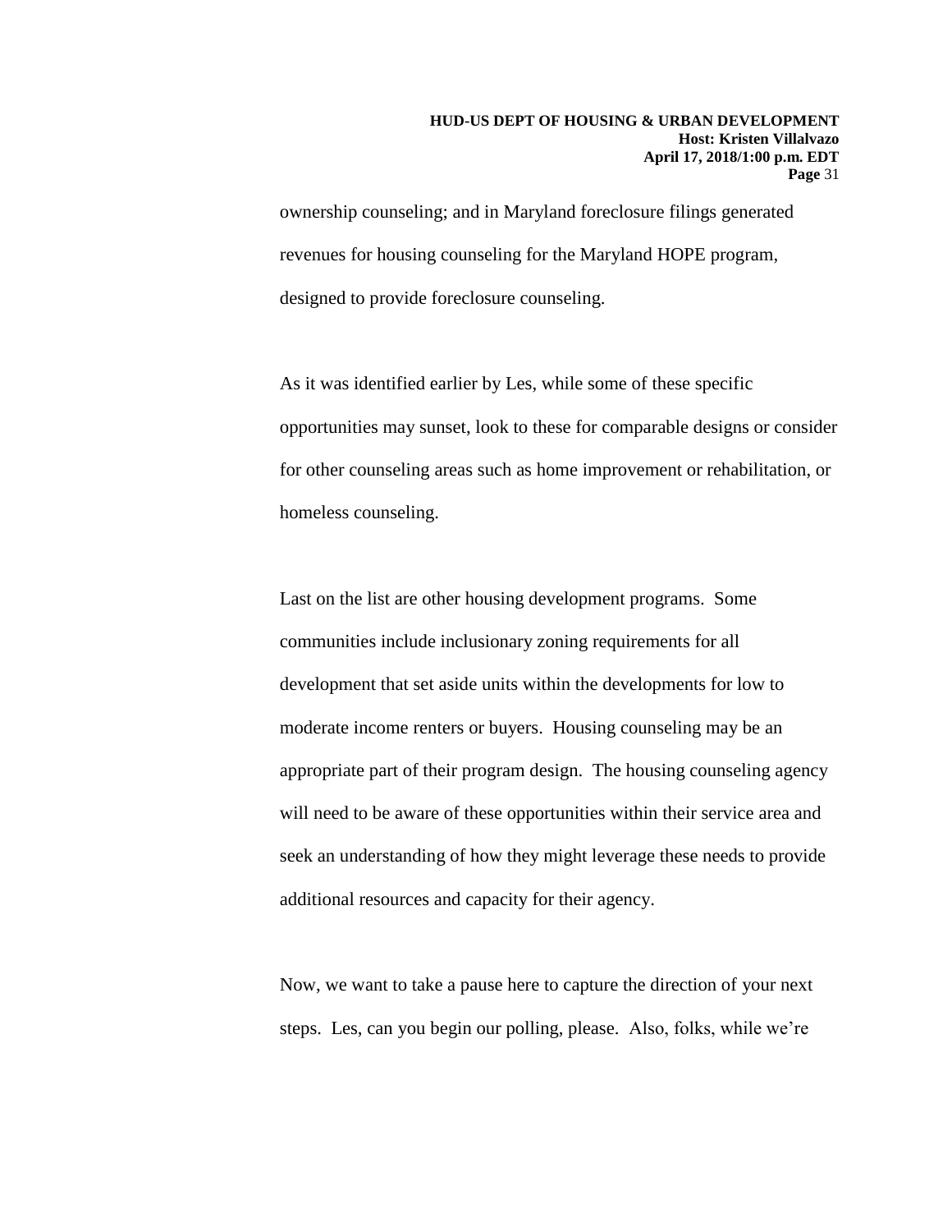ownership counseling; and in Maryland foreclosure filings generated revenues for housing counseling for the Maryland HOPE program, designed to provide foreclosure counseling.

As it was identified earlier by Les, while some of these specific opportunities may sunset, look to these for comparable designs or consider for other counseling areas such as home improvement or rehabilitation, or homeless counseling.

Last on the list are other housing development programs. Some communities include inclusionary zoning requirements for all development that set aside units within the developments for low to moderate income renters or buyers. Housing counseling may be an appropriate part of their program design. The housing counseling agency will need to be aware of these opportunities within their service area and seek an understanding of how they might leverage these needs to provide additional resources and capacity for their agency.

Now, we want to take a pause here to capture the direction of your next steps. Les, can you begin our polling, please. Also, folks, while we're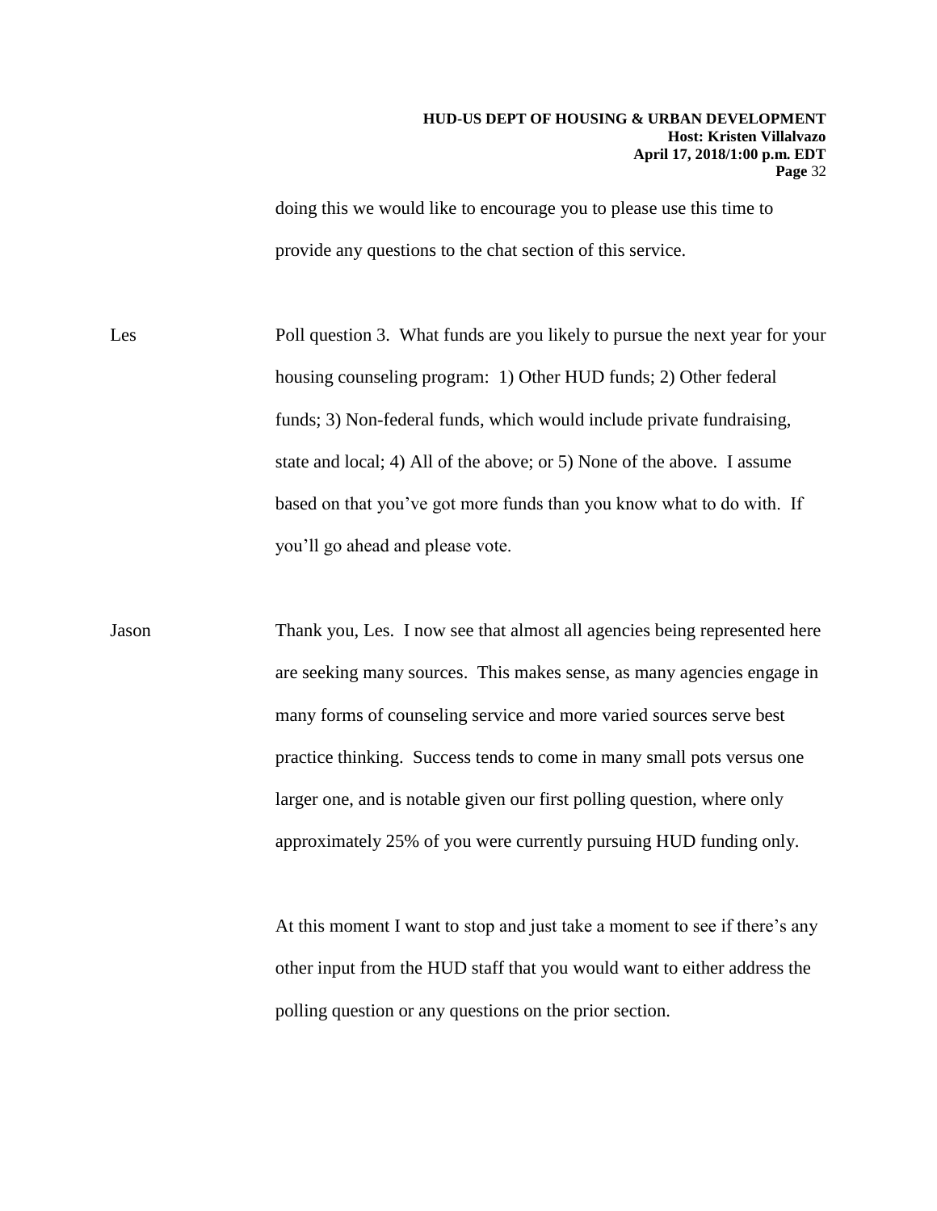doing this we would like to encourage you to please use this time to provide any questions to the chat section of this service.

Les Poll question 3. What funds are you likely to pursue the next year for your housing counseling program: 1) Other HUD funds; 2) Other federal funds; 3) Non-federal funds, which would include private fundraising, state and local; 4) All of the above; or 5) None of the above. I assume based on that you've got more funds than you know what to do with. If you'll go ahead and please vote.

Jason Thank you, Les. I now see that almost all agencies being represented here are seeking many sources. This makes sense, as many agencies engage in many forms of counseling service and more varied sources serve best practice thinking. Success tends to come in many small pots versus one larger one, and is notable given our first polling question, where only approximately 25% of you were currently pursuing HUD funding only.

At this moment I want to stop and just take a moment to see if there's any other input from the HUD staff that you would want to either address the polling question or any questions on the prior section.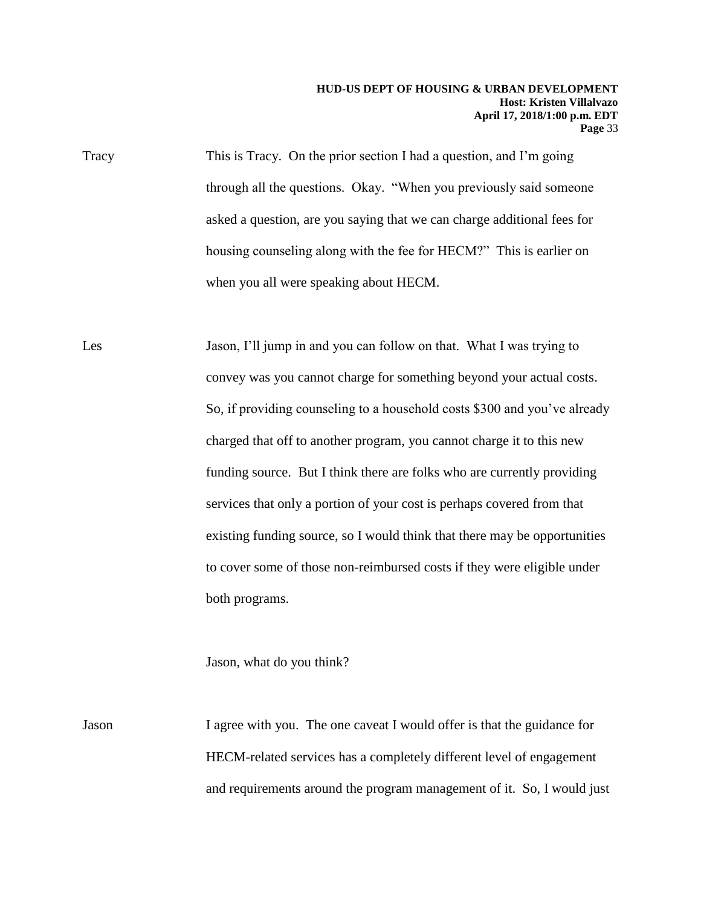Tracy This is Tracy. On the prior section I had a question, and I'm going through all the questions. Okay. "When you previously said someone asked a question, are you saying that we can charge additional fees for housing counseling along with the fee for HECM?" This is earlier on when you all were speaking about HECM.

Les Jason, I'll jump in and you can follow on that. What I was trying to convey was you cannot charge for something beyond your actual costs. So, if providing counseling to a household costs $300 and you've already charged that off to another program, you cannot charge it to this new funding source. But I think there are folks who are currently providing services that only a portion of your cost is perhaps covered from that existing funding source, so I would think that there may be opportunities to cover some of those non-reimbursed costs if they were eligible under both programs.

Jason, what do you think?

Jason I agree with you. The one caveat I would offer is that the guidance for HECM-related services has a completely different level of engagement and requirements around the program management of it. So, I would just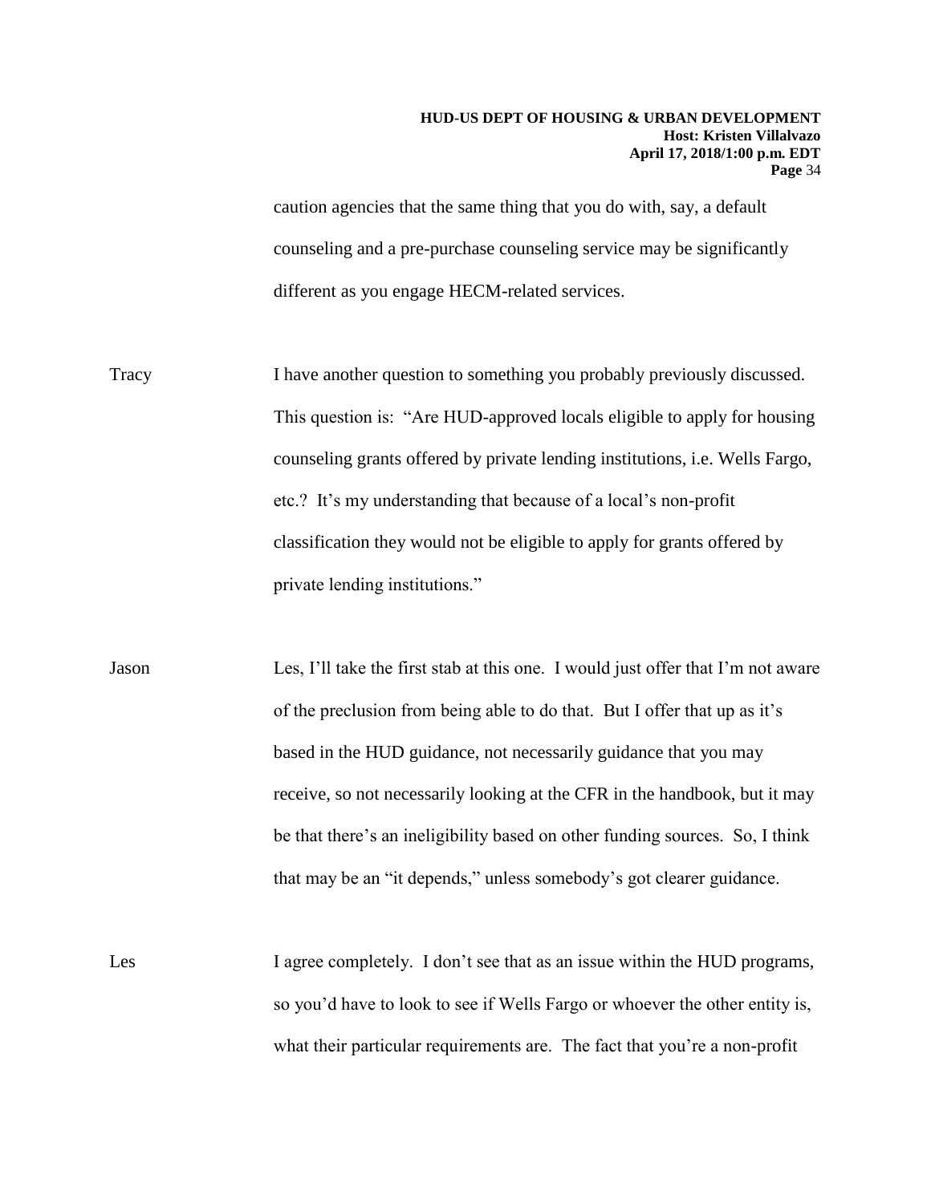caution agencies that the same thing that you do with, say, a default counseling and a pre-purchase counseling service may be significantly different as you engage HECM-related services.

Tracy: I have another question to something you probably previously discussed. This question is: "Are HUD-approved locals eligible to apply for housing counseling grants offered by private lending institutions, i.e. Wells Fargo, etc.? It's my understanding that because of a local's non-profit classification they would not be eligible to apply for grants offered by private lending institutions."

Jason: Les, I'll take the first stab at this one. I would just offer that I'm not aware of the preclusion from being able to do that. But I offer that up as it's based in the HUD guidance, not necessarily guidance that you may receive, so not necessarily looking at the CFR in the handbook, but it may be that there's an ineligibility based on other funding sources. So, I think that may be an "it depends," unless somebody's got clearer guidance.

Les: I agree completely. I don't see that as an issue within the HUD programs, so you'd have to look to see if Wells Fargo or whoever the other entity is, what their particular requirements are. The fact that you're a non-profit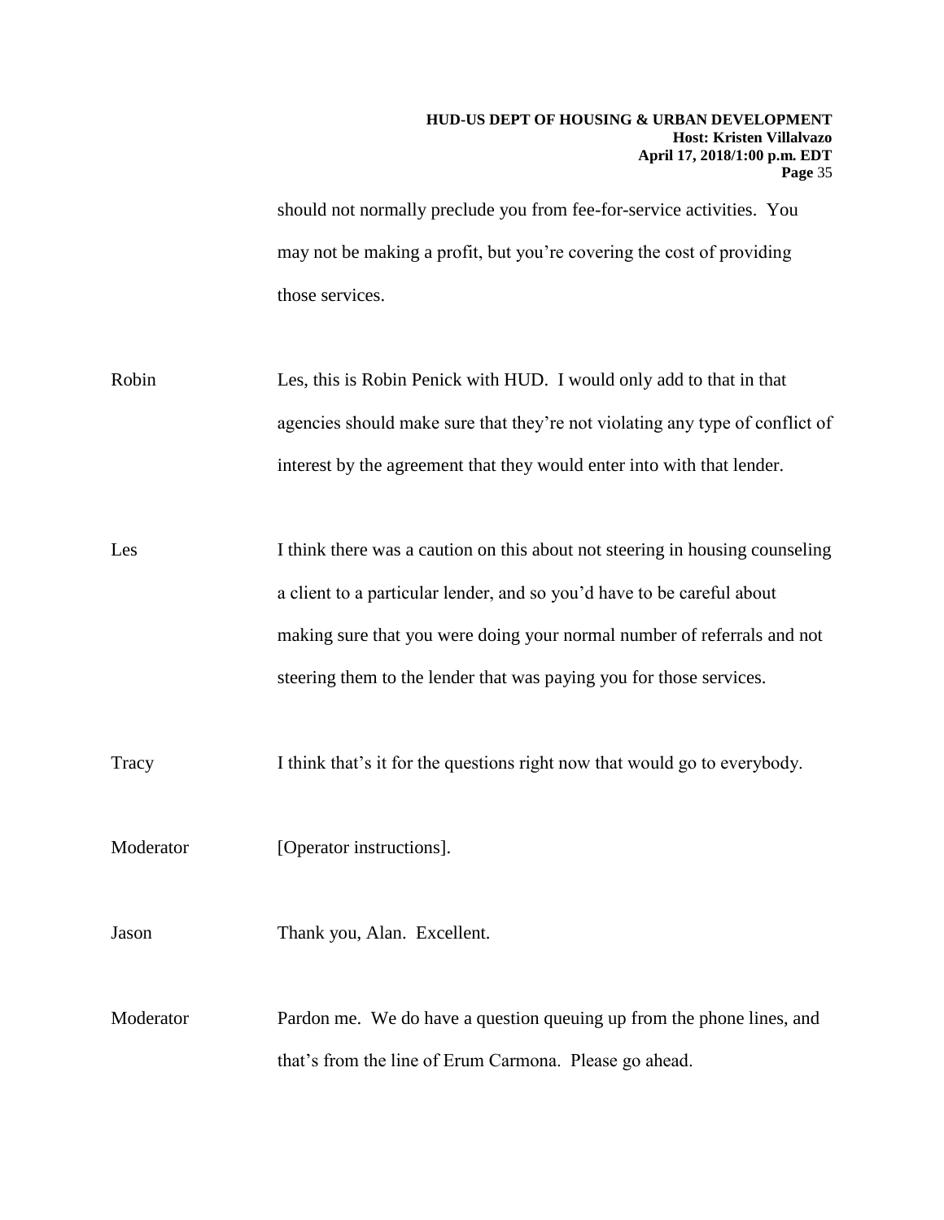should not normally preclude you from fee-for-service activities. You may not be making a profit, but you're covering the cost of providing those services.

Robin Les, this is Robin Penick with HUD. I would only add to that in that agencies should make sure that they're not violating any type of conflict of interest by the agreement that they would enter into with that lender.

Les I think there was a caution on this about not steering in housing counseling a client to a particular lender, and so you'd have to be careful about making sure that you were doing your normal number of referrals and not steering them to the lender that was paying you for those services.

Tracy I think that's it for the questions right now that would go to everybody.

Moderator [Operator instructions].

Jason Thank you, Alan. Excellent.

Moderator Pardon me. We do have a question queuing up from the phone lines, and that's from the line of Erum Carmona. Please go ahead.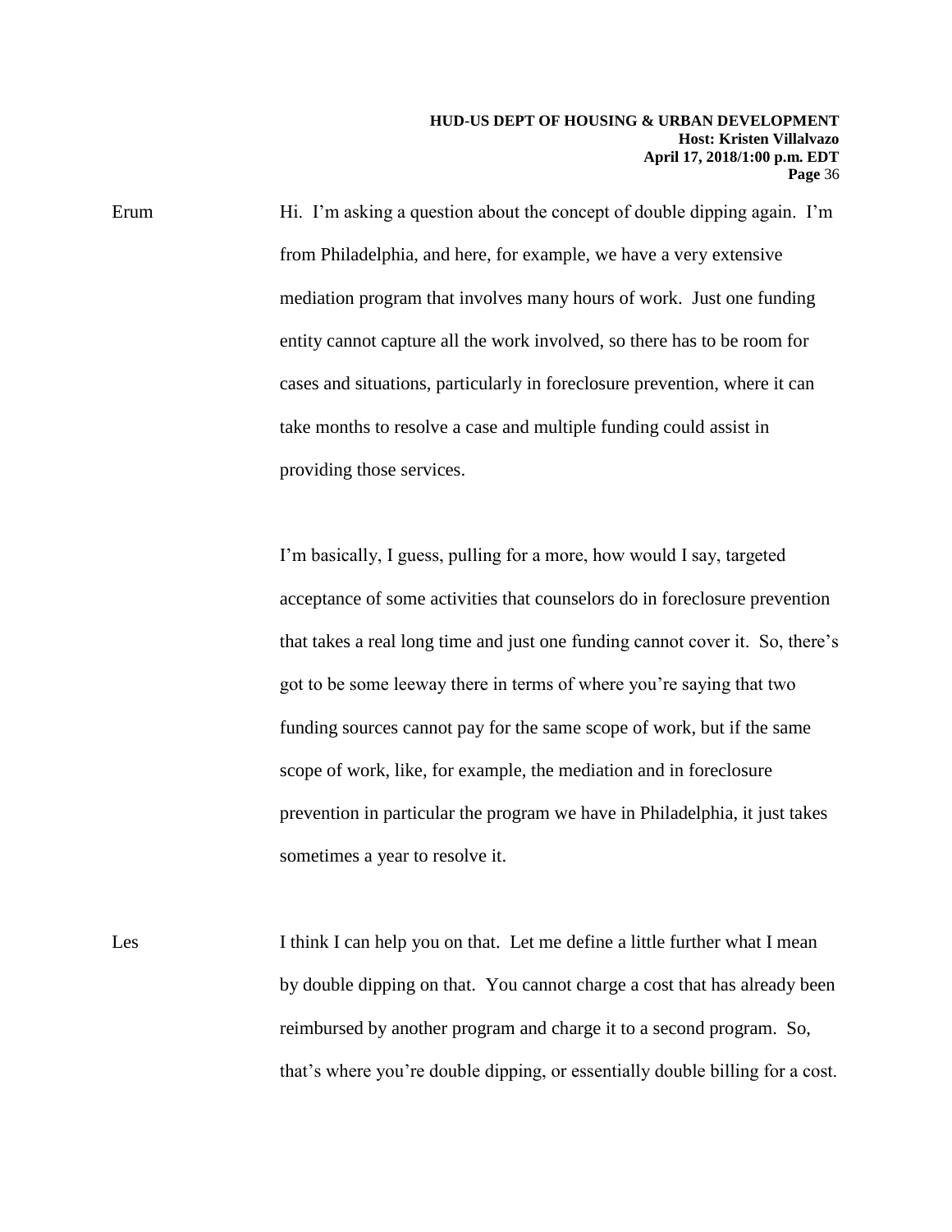Erum Hi. I'm asking a question about the concept of double dipping again. I'm from Philadelphia, and here, for example, we have a very extensive mediation program that involves many hours of work. Just one funding entity cannot capture all the work involved, so there has to be room for cases and situations, particularly in foreclosure prevention, where it can take months to resolve a case and multiple funding could assist in providing those services.

I'm basically, I guess, pulling for a more, how would I say, targeted acceptance of some activities that counselors do in foreclosure prevention that takes a real long time and just one funding cannot cover it. So, there's got to be some leeway there in terms of where you're saying that two funding sources cannot pay for the same scope of work, but if the same scope of work, like, for example, the mediation and in foreclosure prevention in particular the program we have in Philadelphia, it just takes sometimes a year to resolve it.

Les I think I can help you on that. Let me define a little further what I mean by double dipping on that. You cannot charge a cost that has already been reimbursed by another program and charge it to a second program. So, that's where you're double dipping, or essentially double billing for a cost.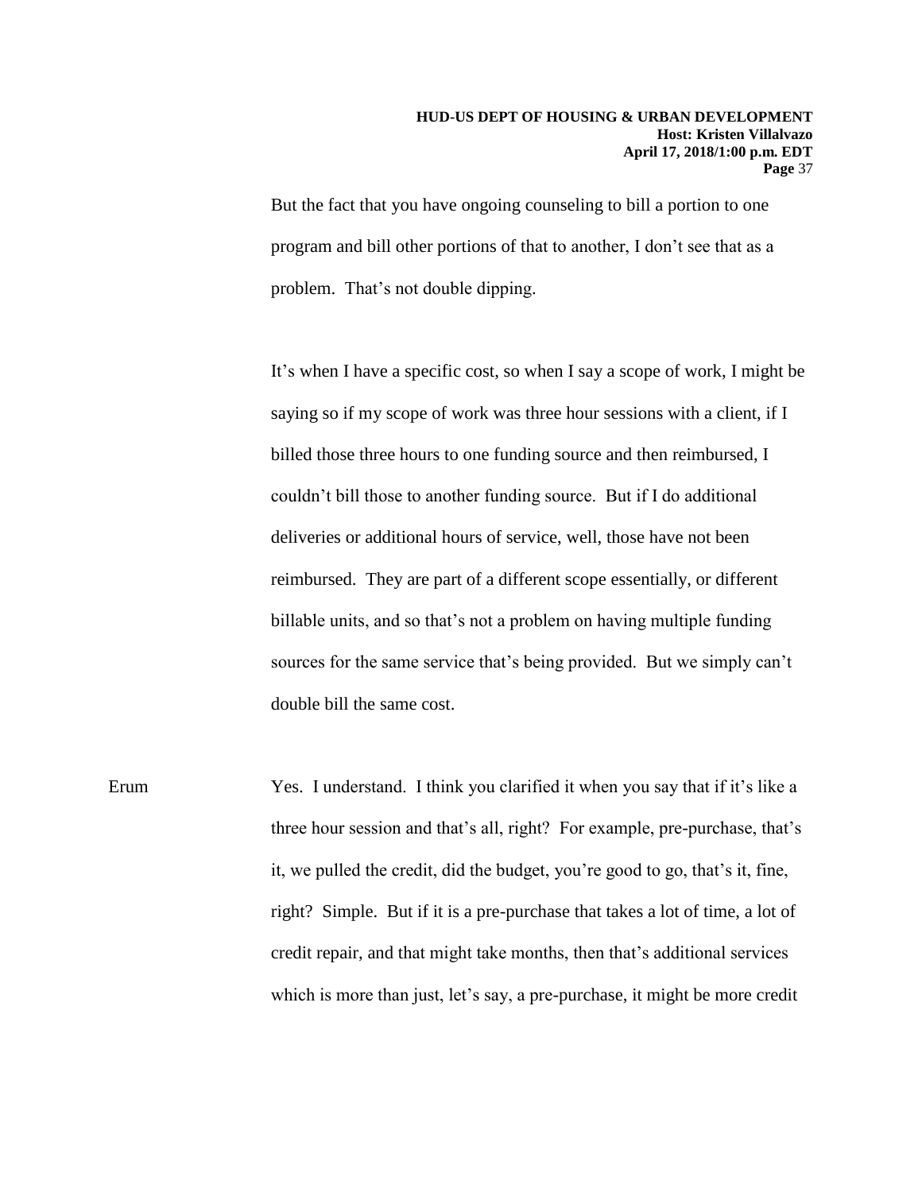But the fact that you have ongoing counseling to bill a portion to one program and bill other portions of that to another, I don't see that as a problem. That's not double dipping.

It's when I have a specific cost, so when I say a scope of work, I might be saying so if my scope of work was three hour sessions with a client, if I billed those three hours to one funding source and then reimbursed, I couldn't bill those to another funding source. But if I do additional deliveries or additional hours of service, well, those have not been reimbursed. They are part of a different scope essentially, or different billable units, and so that's not a problem on having multiple funding sources for the same service that's being provided. But we simply can't double bill the same cost.

Erum Yes. I understand. I think you clarified it when you say that if it's like a three hour session and that's all, right? For example, pre-purchase, that's it, we pulled the credit, did the budget, you're good to go, that's it, fine, right? Simple. But if it is a pre-purchase that takes a lot of time, a lot of credit repair, and that might take months, then that's additional services which is more than just, let's say, a pre-purchase, it might be more credit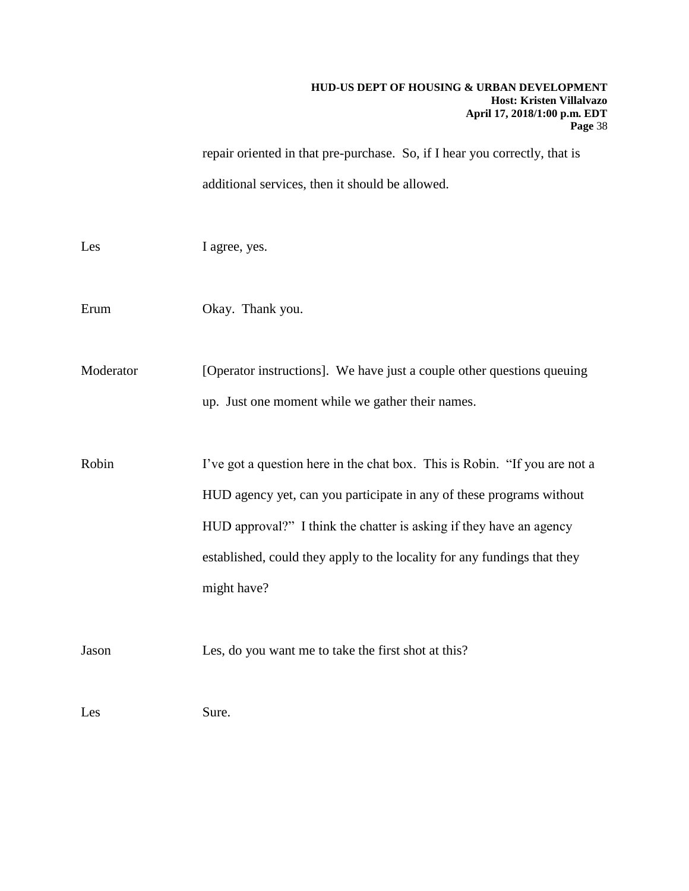repair oriented in that pre-purchase. So, if I hear you correctly, that is additional services, then it should be allowed.

Les I agree, yes.

Erum Okay. Thank you.

Moderator [Operator instructions]. We have just a couple other questions queuing up. Just one moment while we gather their names.

Robin I've got a question here in the chat box. This is Robin. "If you are not a HUD agency yet, can you participate in any of these programs without HUD approval?" I think the chatter is asking if they have an agency established, could they apply to the locality for any fundings that they might have?

Jason Les, do you want me to take the first shot at this?

Les Sure.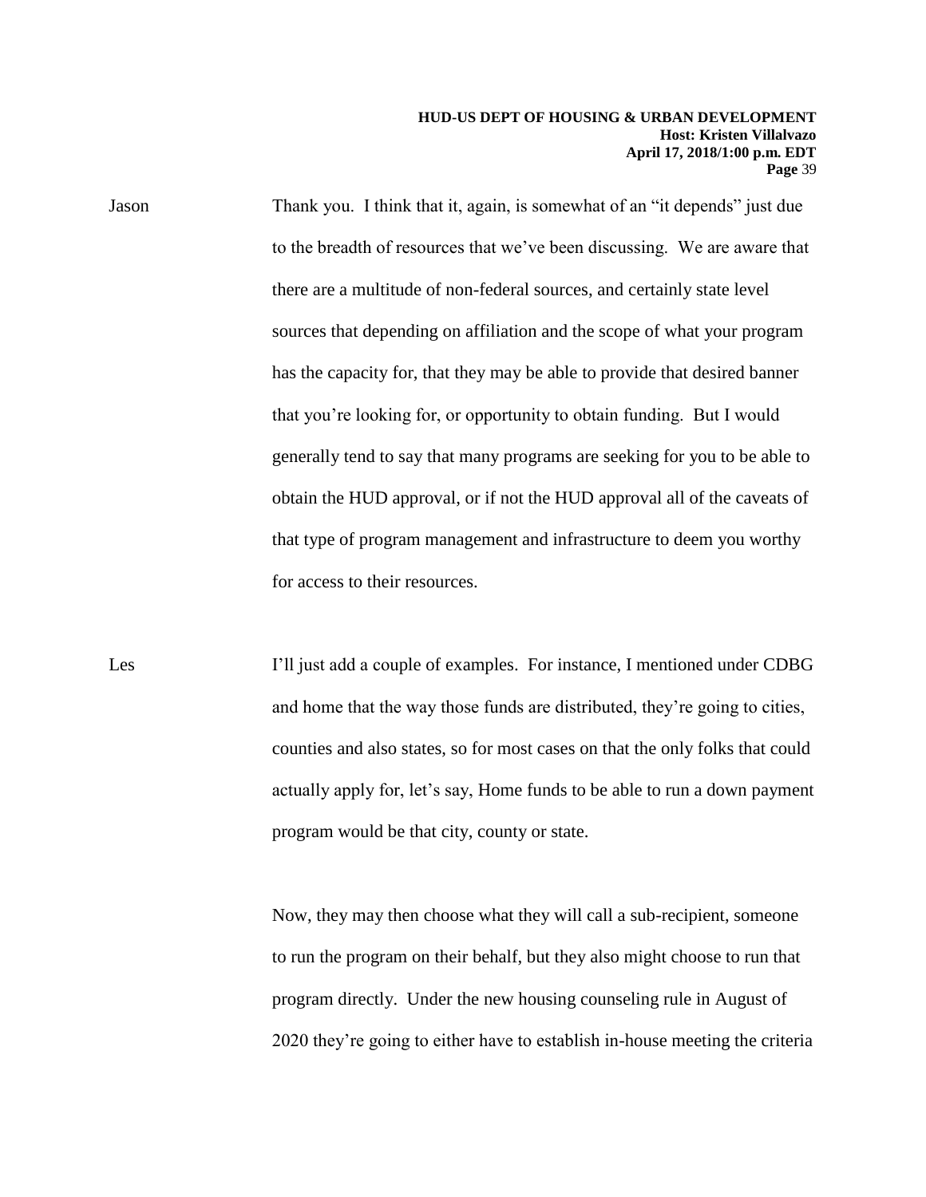Jason Thank you. I think that it, again, is somewhat of an "it depends" just due to the breadth of resources that we've been discussing. We are aware that there are a multitude of non-federal sources, and certainly state level sources that depending on affiliation and the scope of what your program has the capacity for, that they may be able to provide that desired banner that you're looking for, or opportunity to obtain funding. But I would generally tend to say that many programs are seeking for you to be able to obtain the HUD approval, or if not the HUD approval all of the caveats of that type of program management and infrastructure to deem you worthy for access to their resources.

Les I'll just add a couple of examples. For instance, I mentioned under CDBG and home that the way those funds are distributed, they're going to cities, counties and also states, so for most cases on that the only folks that could actually apply for, let's say, Home funds to be able to run a down payment program would be that city, county or state.

Now, they may then choose what they will call a sub-recipient, someone to run the program on their behalf, but they also might choose to run that program directly. Under the new housing counseling rule in August of 2020 they're going to either have to establish in-house meeting the criteria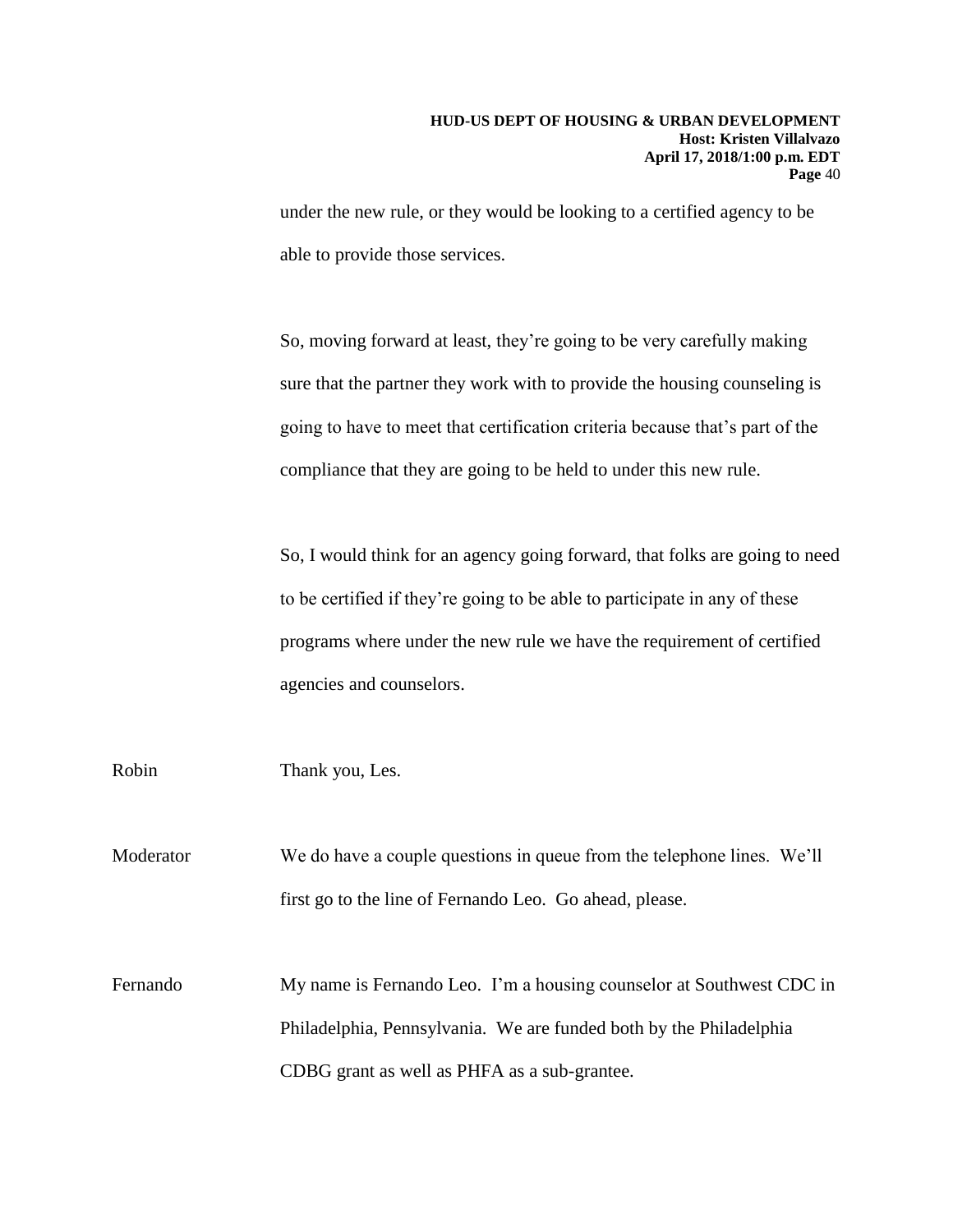under the new rule, or they would be looking to a certified agency to be able to provide those services.

So, moving forward at least, they're going to be very carefully making sure that the partner they work with to provide the housing counseling is going to have to meet that certification criteria because that's part of the compliance that they are going to be held to under this new rule.

So, I would think for an agency going forward, that folks are going to need to be certified if they're going to be able to participate in any of these programs where under the new rule we have the requirement of certified agencies and counselors.

Robin: Thank you, Les.

Moderator: We do have a couple questions in queue from the telephone lines. We'll first go to the line of Fernando Leo. Go ahead, please.

Fernando: My name is Fernando Leo. I'm a housing counselor at Southwest CDC in Philadelphia, Pennsylvania. We are funded both by the Philadelphia CDBG grant as well as PHFA as a sub-grantee.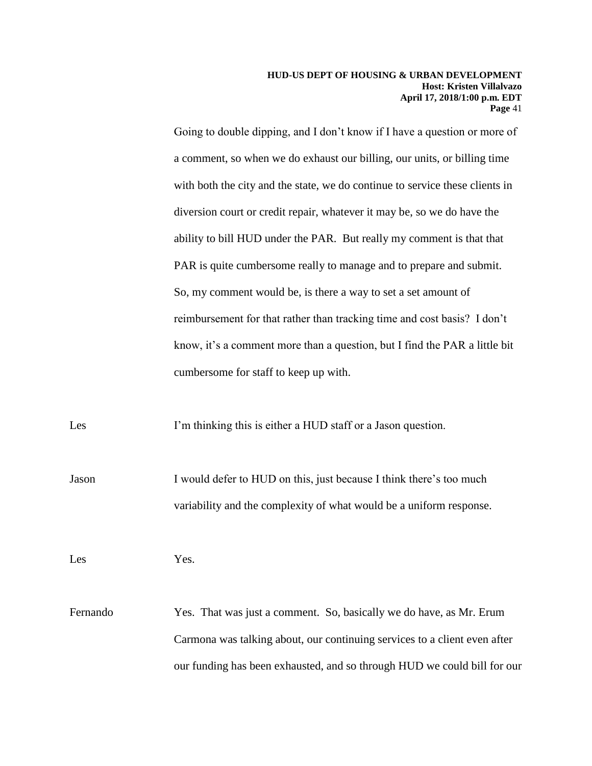Going to double dipping, and I don't know if I have a question or more of a comment, so when we do exhaust our billing, our units, or billing time with both the city and the state, we do continue to service these clients in diversion court or credit repair, whatever it may be, so we do have the ability to bill HUD under the PAR. But really my comment is that that PAR is quite cumbersome really to manage and to prepare and submit. So, my comment would be, is there a way to set a set amount of reimbursement for that rather than tracking time and cost basis? I don't know, it's a comment more than a question, but I find the PAR a little bit cumbersome for staff to keep up with.

Les: I'm thinking this is either a HUD staff or a Jason question.

Jason: I would defer to HUD on this, just because I think there's too much variability and the complexity of what would be a uniform response.

Les: Yes.

Fernando: Yes. That was just a comment. So, basically we do have, as Mr. Erum Carmona was talking about, our continuing services to a client even after our funding has been exhausted, and so through HUD we could bill for our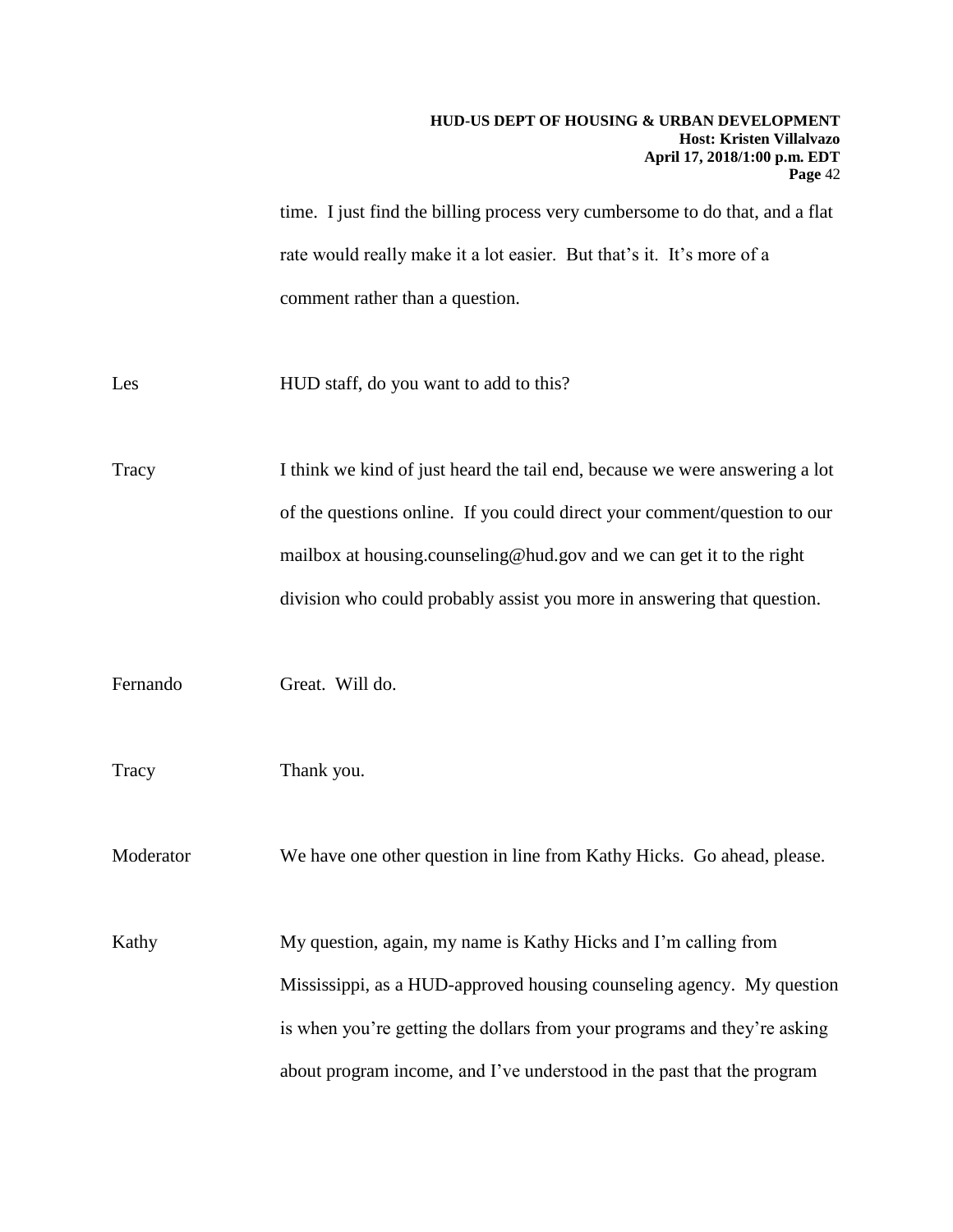time. I just find the billing process very cumbersome to do that, and a flat rate would really make it a lot easier. But that's it. It's more of a comment rather than a question.

Les HUD staff, do you want to add to this?

Tracy I think we kind of just heard the tail end, because we were answering a lot of the questions online. If you could direct your comment/question to our mailbox at housing.counseling@hud.gov and we can get it to the right division who could probably assist you more in answering that question.

Fernando Great. Will do.

Tracy Thank you.

Moderator We have one other question in line from Kathy Hicks. Go ahead, please.

Kathy My question, again, my name is Kathy Hicks and I'm calling from Mississippi, as a HUD-approved housing counseling agency. My question is when you're getting the dollars from your programs and they're asking about program income, and I've understood in the past that the program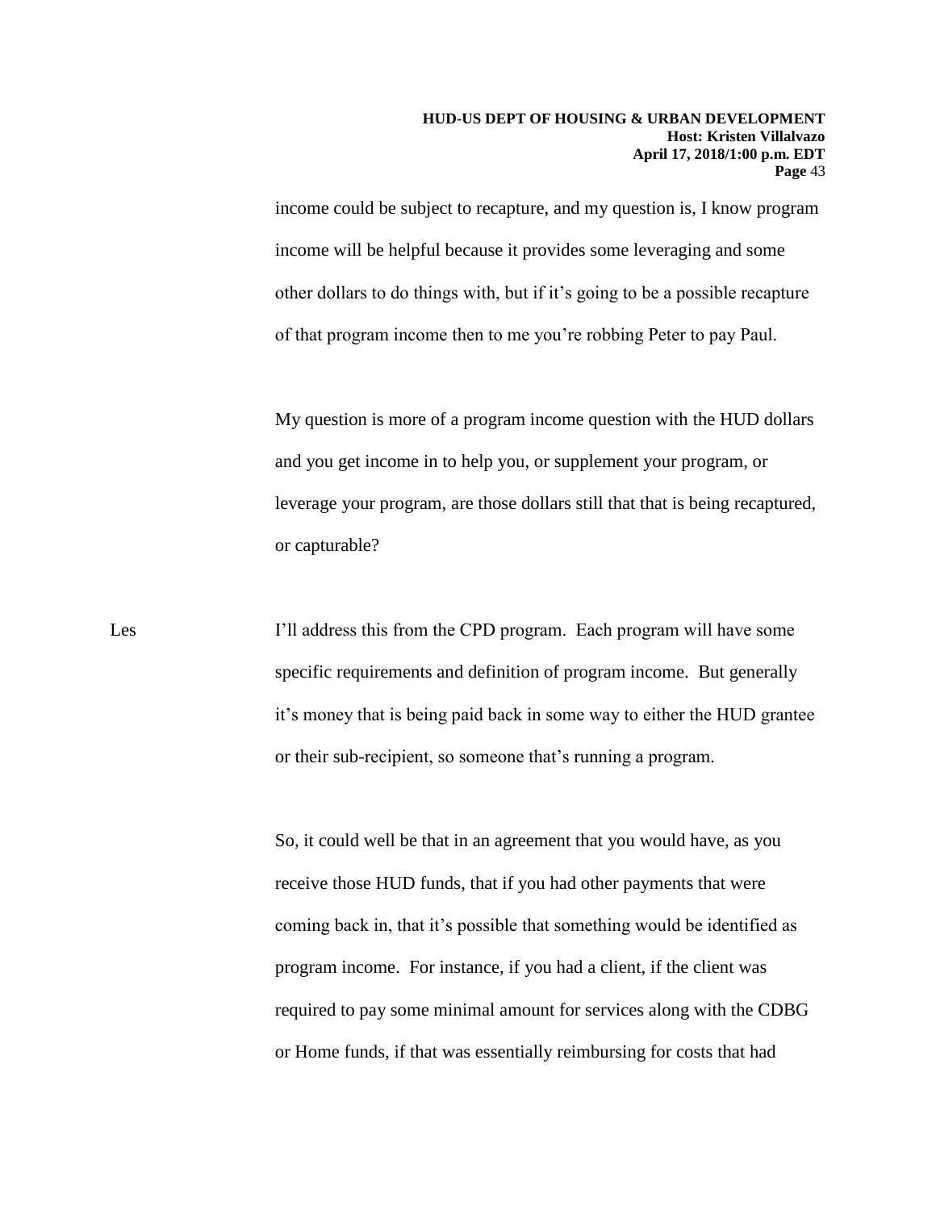income could be subject to recapture, and my question is, I know program income will be helpful because it provides some leveraging and some other dollars to do things with, but if it's going to be a possible recapture of that program income then to me you're robbing Peter to pay Paul.

My question is more of a program income question with the HUD dollars and you get income in to help you, or supplement your program, or leverage your program, are those dollars still that that is being recaptured, or capturable?

Les: I'll address this from the CPD program. Each program will have some specific requirements and definition of program income. But generally it's money that is being paid back in some way to either the HUD grantee or their sub-recipient, so someone that's running a program.

So, it could well be that in an agreement that you would have, as you receive those HUD funds, that if you had other payments that were coming back in, that it's possible that something would be identified as program income. For instance, if you had a client, if the client was required to pay some minimal amount for services along with the CDBG or Home funds, if that was essentially reimbursing for costs that had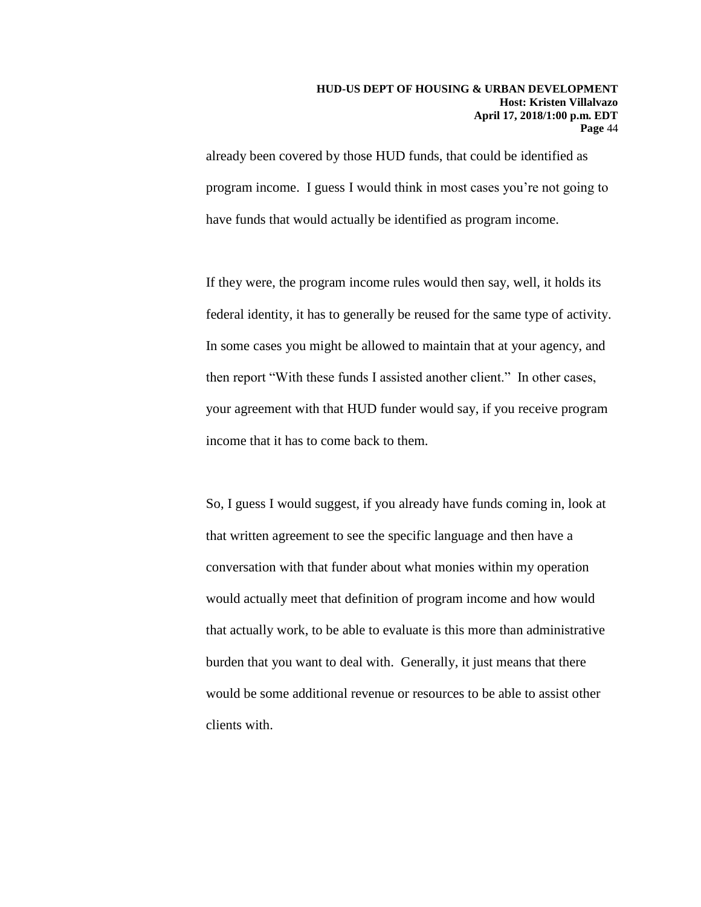already been covered by those HUD funds, that could be identified as program income. I guess I would think in most cases you're not going to have funds that would actually be identified as program income.

If they were, the program income rules would then say, well, it holds its federal identity, it has to generally be reused for the same type of activity. In some cases you might be allowed to maintain that at your agency, and then report "With these funds I assisted another client." In other cases, your agreement with that HUD funder would say, if you receive program income that it has to come back to them.

So, I guess I would suggest, if you already have funds coming in, look at that written agreement to see the specific language and then have a conversation with that funder about what monies within my operation would actually meet that definition of program income and how would that actually work, to be able to evaluate is this more than administrative burden that you want to deal with. Generally, it just means that there would be some additional revenue or resources to be able to assist other clients with.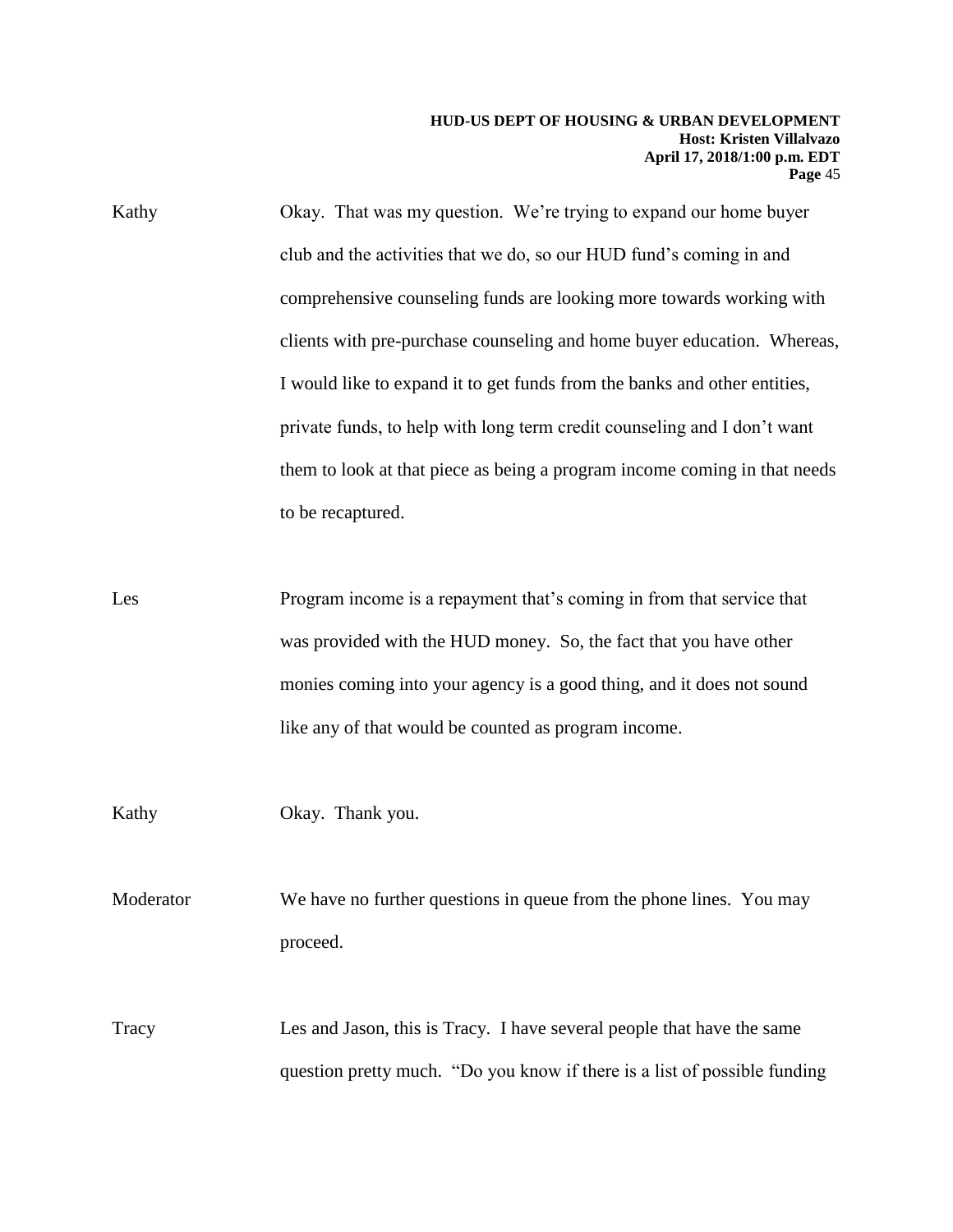Kathy Okay. That was my question. We're trying to expand our home buyer club and the activities that we do, so our HUD fund's coming in and comprehensive counseling funds are looking more towards working with clients with pre-purchase counseling and home buyer education. Whereas, I would like to expand it to get funds from the banks and other entities, private funds, to help with long term credit counseling and I don't want them to look at that piece as being a program income coming in that needs to be recaptured.

Les Program income is a repayment that's coming in from that service that was provided with the HUD money. So, the fact that you have other monies coming into your agency is a good thing, and it does not sound like any of that would be counted as program income.

Kathy Okay. Thank you.

Moderator We have no further questions in queue from the phone lines. You may proceed.

Tracy Les and Jason, this is Tracy. I have several people that have the same question pretty much. "Do you know if there is a list of possible funding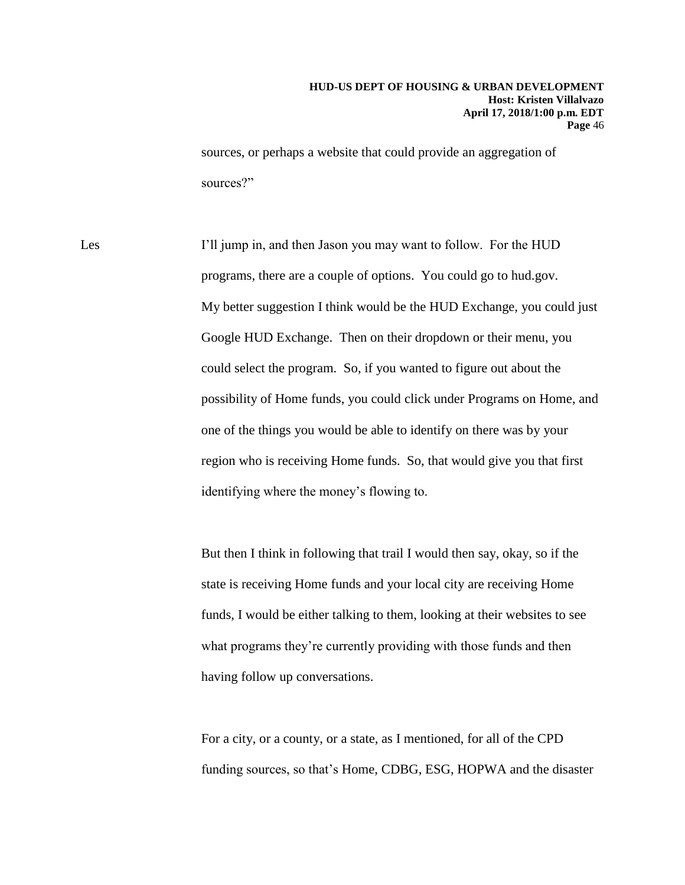sources, or perhaps a website that could provide an aggregation of sources?"

Les I'll jump in, and then Jason you may want to follow. For the HUD programs, there are a couple of options. You could go to hud.gov. My better suggestion I think would be the HUD Exchange, you could just Google HUD Exchange. Then on their dropdown or their menu, you could select the program. So, if you wanted to figure out about the possibility of Home funds, you could click under Programs on Home, and one of the things you would be able to identify on there was by your region who is receiving Home funds. So, that would give you that first identifying where the money's flowing to.

But then I think in following that trail I would then say, okay, so if the state is receiving Home funds and your local city are receiving Home funds, I would be either talking to them, looking at their websites to see what programs they're currently providing with those funds and then having follow up conversations.

For a city, or a county, or a state, as I mentioned, for all of the CPD funding sources, so that's Home, CDBG, ESG, HOPWA and the disaster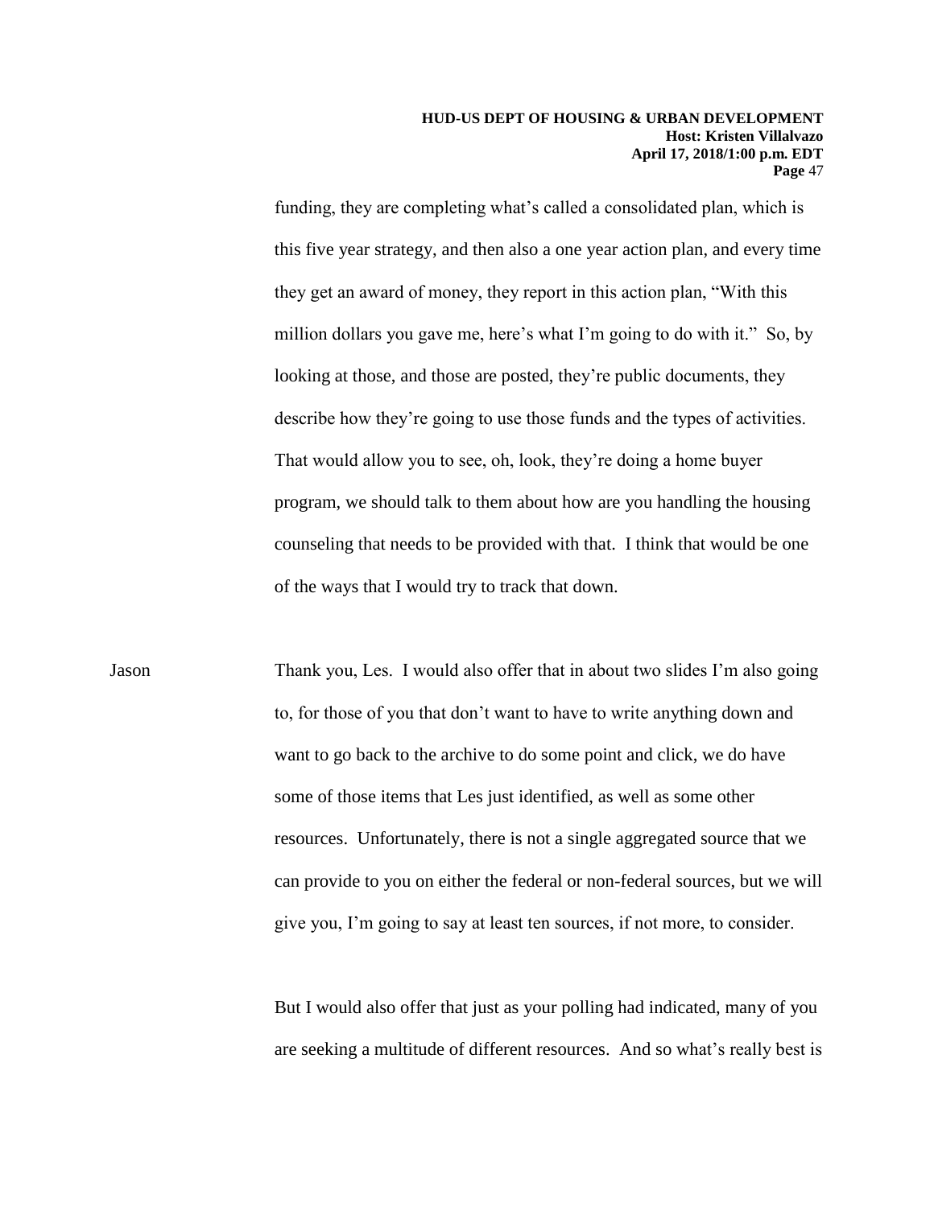funding, they are completing what's called a consolidated plan, which is this five year strategy, and then also a one year action plan, and every time they get an award of money, they report in this action plan, "With this million dollars you gave me, here's what I'm going to do with it." So, by looking at those, and those are posted, they're public documents, they describe how they're going to use those funds and the types of activities. That would allow you to see, oh, look, they're doing a home buyer program, we should talk to them about how are you handling the housing counseling that needs to be provided with that. I think that would be one of the ways that I would try to track that down.

Jason Thank you, Les. I would also offer that in about two slides I'm also going to, for those of you that don't want to have to write anything down and want to go back to the archive to do some point and click, we do have some of those items that Les just identified, as well as some other resources. Unfortunately, there is not a single aggregated source that we can provide to you on either the federal or non-federal sources, but we will give you, I'm going to say at least ten sources, if not more, to consider.

But I would also offer that just as your polling had indicated, many of you are seeking a multitude of different resources. And so what's really best is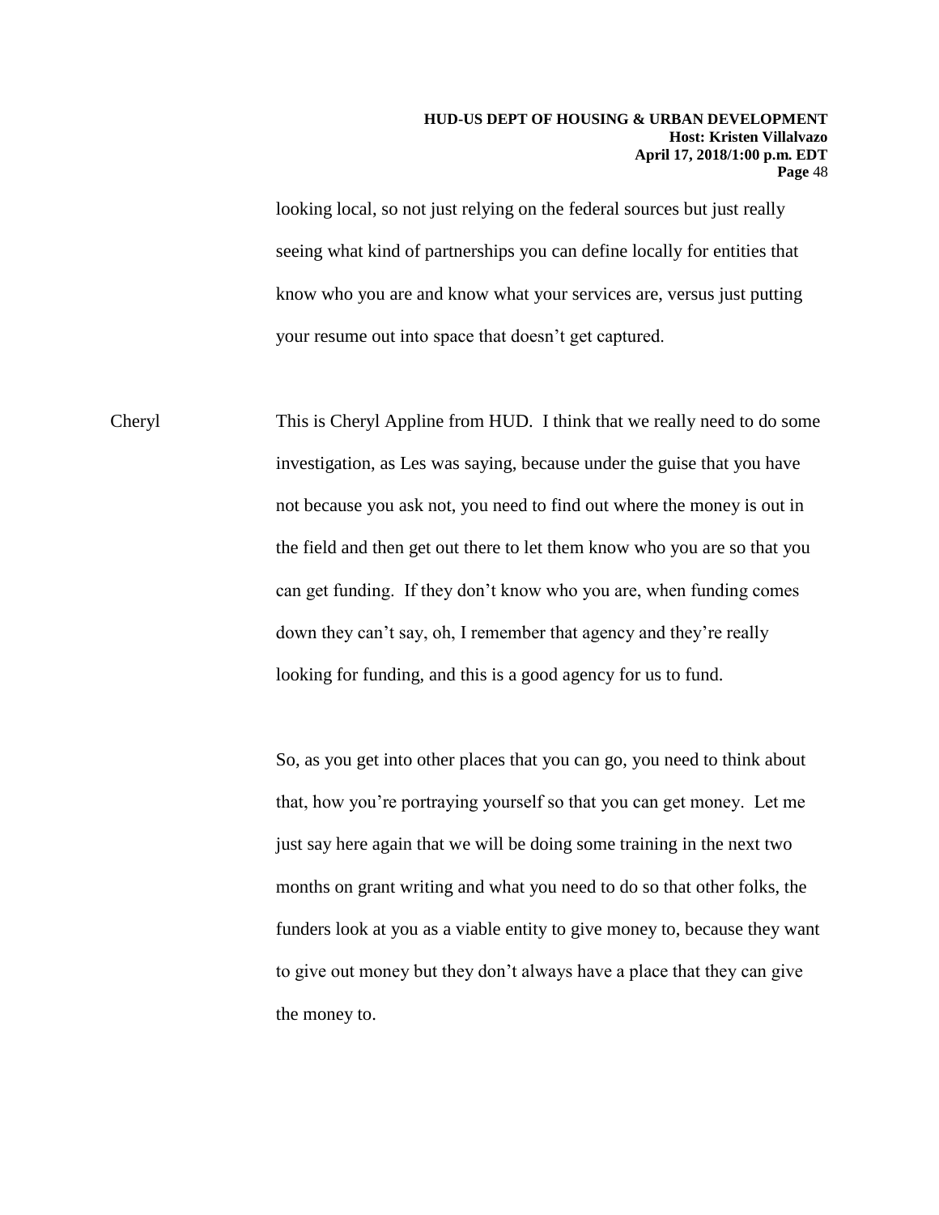looking local, so not just relying on the federal sources but just really seeing what kind of partnerships you can define locally for entities that know who you are and know what your services are, versus just putting your resume out into space that doesn't get captured.

Cheryl This is Cheryl Appline from HUD. I think that we really need to do some investigation, as Les was saying, because under the guise that you have not because you ask not, you need to find out where the money is out in the field and then get out there to let them know who you are so that you can get funding. If they don't know who you are, when funding comes down they can't say, oh, I remember that agency and they're really looking for funding, and this is a good agency for us to fund.

So, as you get into other places that you can go, you need to think about that, how you're portraying yourself so that you can get money. Let me just say here again that we will be doing some training in the next two months on grant writing and what you need to do so that other folks, the funders look at you as a viable entity to give money to, because they want to give out money but they don't always have a place that they can give the money to.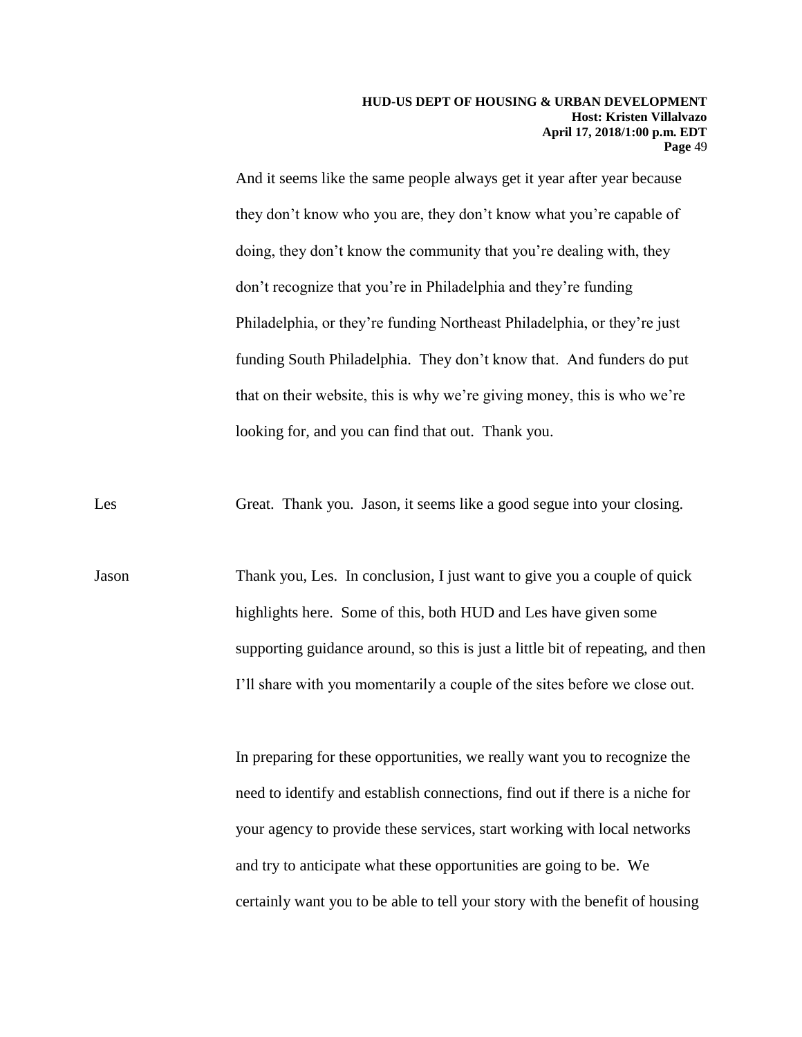And it seems like the same people always get it year after year because they don't know who you are, they don't know what you're capable of doing, they don't know the community that you're dealing with, they don't recognize that you're in Philadelphia and they're funding Philadelphia, or they're funding Northeast Philadelphia, or they're just funding South Philadelphia. They don't know that. And funders do put that on their website, this is why we're giving money, this is who we're looking for, and you can find that out. Thank you.

Les Great. Thank you. Jason, it seems like a good segue into your closing.

Jason Thank you, Les. In conclusion, I just want to give you a couple of quick highlights here. Some of this, both HUD and Les have given some supporting guidance around, so this is just a little bit of repeating, and then I'll share with you momentarily a couple of the sites before we close out.

In preparing for these opportunities, we really want you to recognize the need to identify and establish connections, find out if there is a niche for your agency to provide these services, start working with local networks and try to anticipate what these opportunities are going to be. We certainly want you to be able to tell your story with the benefit of housing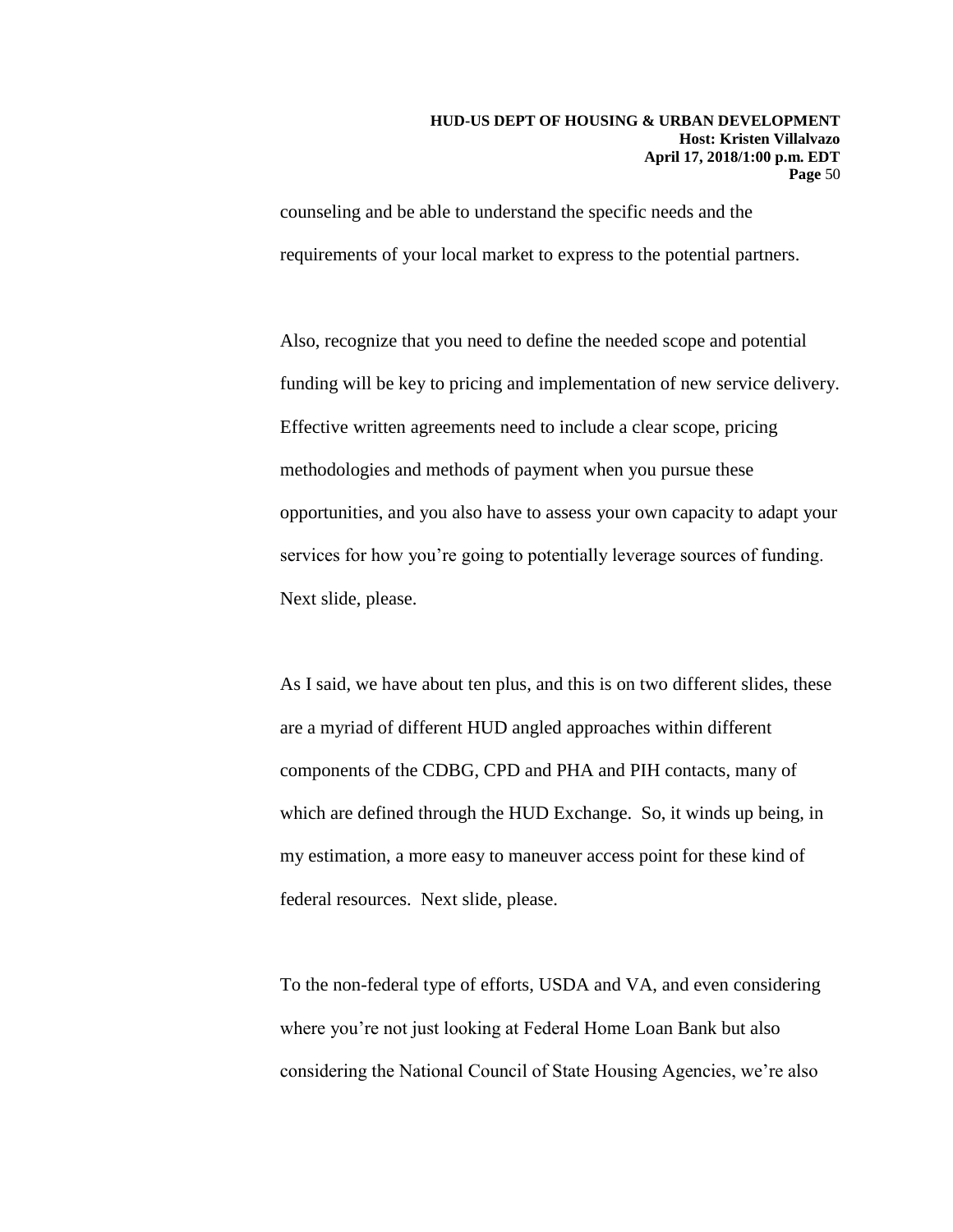counseling and be able to understand the specific needs and the requirements of your local market to express to the potential partners.

Also, recognize that you need to define the needed scope and potential funding will be key to pricing and implementation of new service delivery. Effective written agreements need to include a clear scope, pricing methodologies and methods of payment when you pursue these opportunities, and you also have to assess your own capacity to adapt your services for how you're going to potentially leverage sources of funding. Next slide, please.

As I said, we have about ten plus, and this is on two different slides, these are a myriad of different HUD angled approaches within different components of the CDBG, CPD and PHA and PIH contacts, many of which are defined through the HUD Exchange. So, it winds up being, in my estimation, a more easy to maneuver access point for these kind of federal resources. Next slide, please.

To the non-federal type of efforts, USDA and VA, and even considering where you're not just looking at Federal Home Loan Bank but also considering the National Council of State Housing Agencies, we're also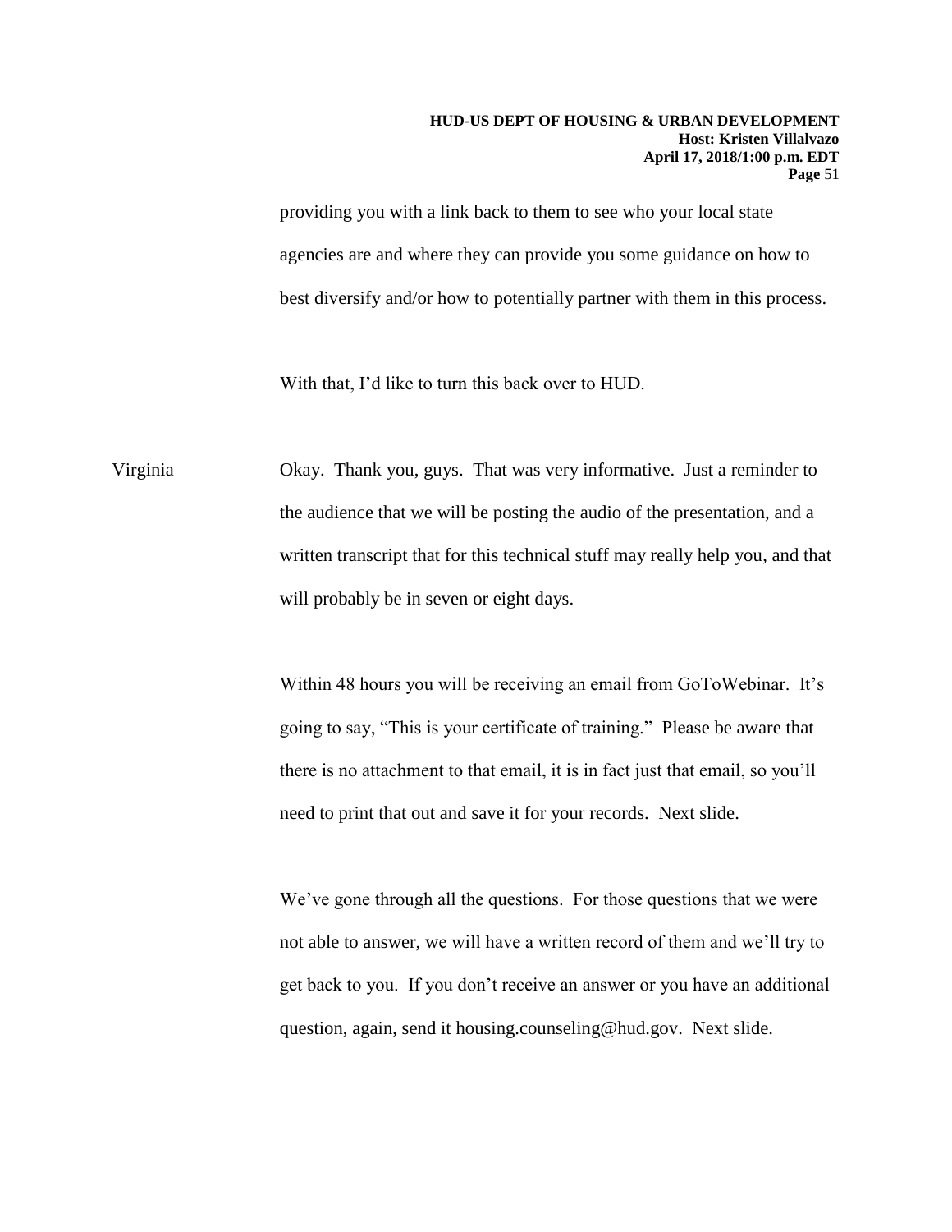providing you with a link back to them to see who your local state agencies are and where they can provide you some guidance on how to best diversify and/or how to potentially partner with them in this process.

With that, I'd like to turn this back over to HUD.

Virginia Okay. Thank you, guys. That was very informative. Just a reminder to the audience that we will be posting the audio of the presentation, and a written transcript that for this technical stuff may really help you, and that will probably be in seven or eight days.

Within 48 hours you will be receiving an email from GoToWebinar. It's going to say, "This is your certificate of training." Please be aware that there is no attachment to that email, it is in fact just that email, so you'll need to print that out and save it for your records. Next slide.

We've gone through all the questions. For those questions that we were not able to answer, we will have a written record of them and we'll try to get back to you. If you don't receive an answer or you have an additional question, again, send it housing.counseling@hud.gov. Next slide.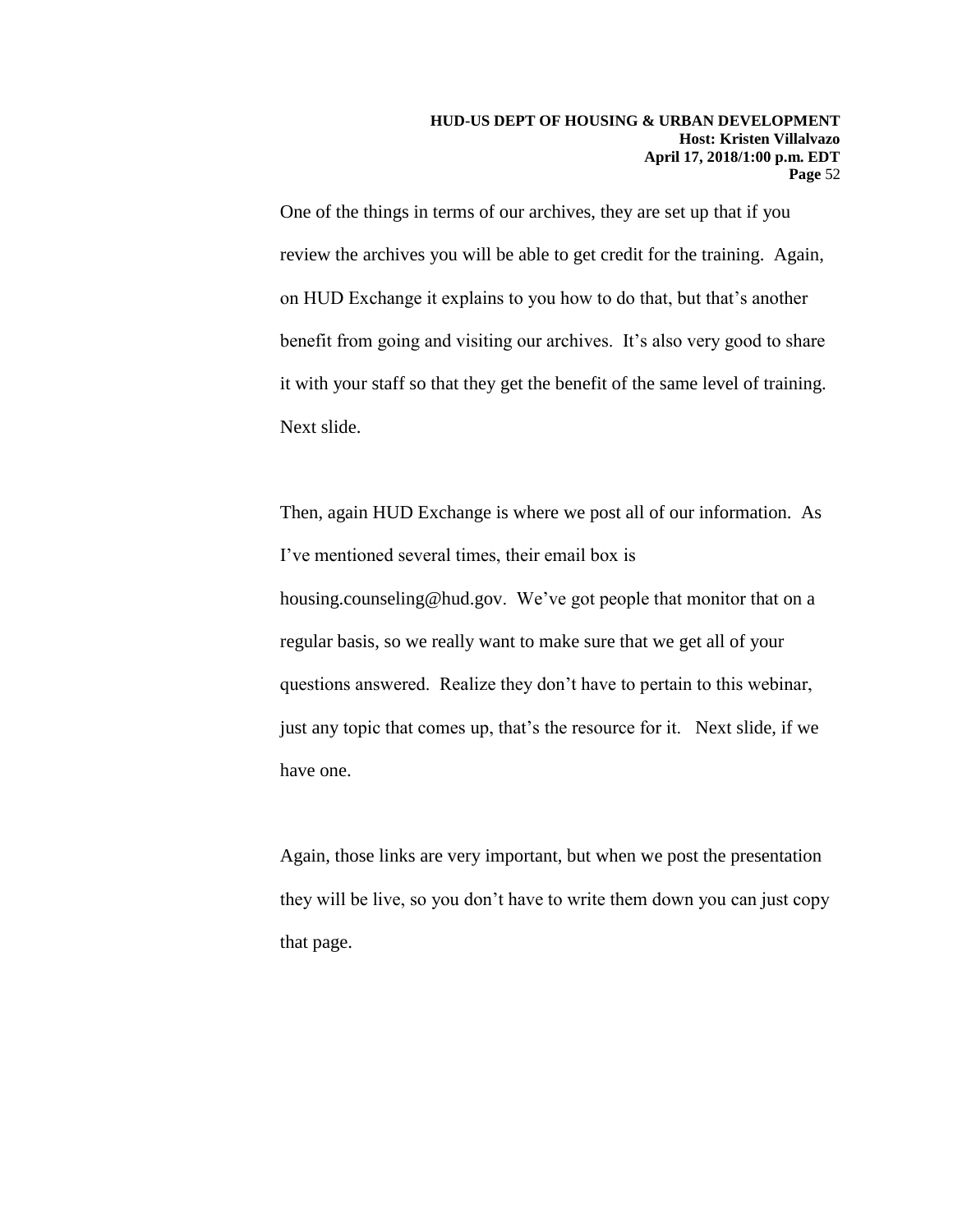One of the things in terms of our archives, they are set up that if you review the archives you will be able to get credit for the training. Again, on HUD Exchange it explains to you how to do that, but that's another benefit from going and visiting our archives. It's also very good to share it with your staff so that they get the benefit of the same level of training. Next slide.

Then, again HUD Exchange is where we post all of our information. As I've mentioned several times, their email box is housing.counseling@hud.gov. We've got people that monitor that on a regular basis, so we really want to make sure that we get all of your questions answered. Realize they don't have to pertain to this webinar, just any topic that comes up, that's the resource for it. Next slide, if we have one.

Again, those links are very important, but when we post the presentation they will be live, so you don't have to write them down you can just copy that page.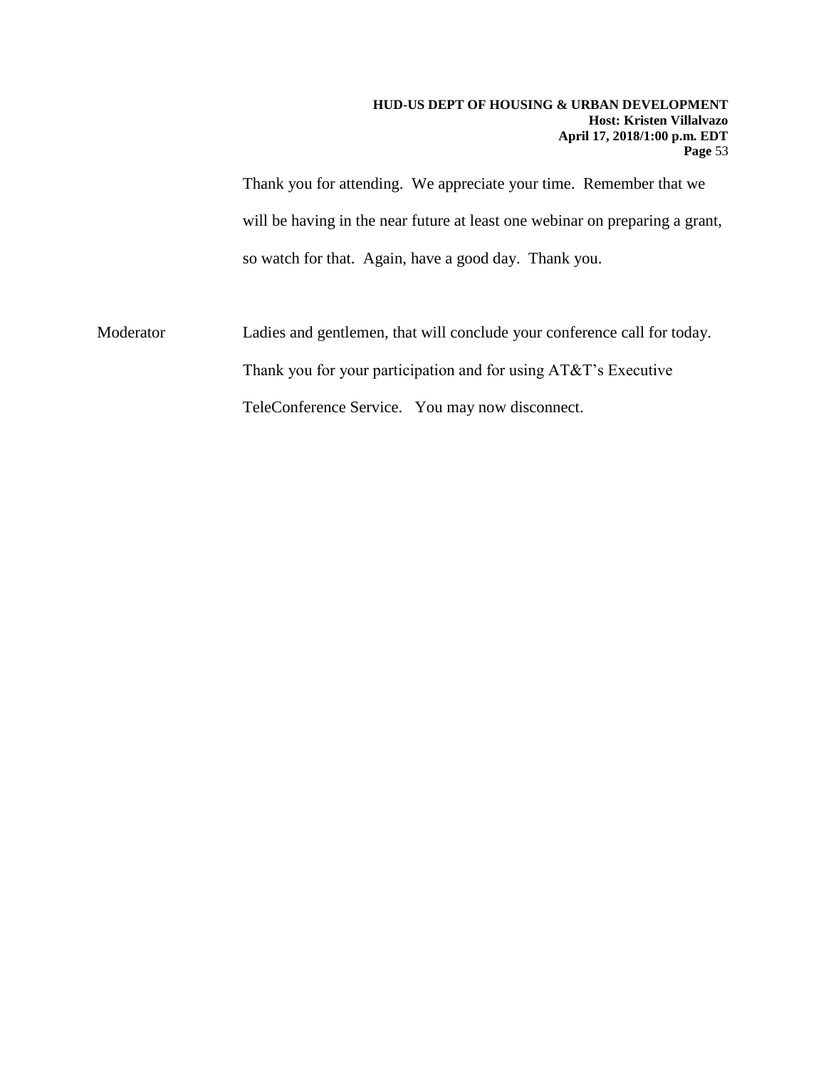Thank you for attending. We appreciate your time. Remember that we will be having in the near future at least one webinar on preparing a grant, so watch for that. Again, have a good day. Thank you.

Moderator Ladies and gentlemen, that will conclude your conference call for today. Thank you for your participation and for using AT&T's Executive TeleConference Service. You may now disconnect.